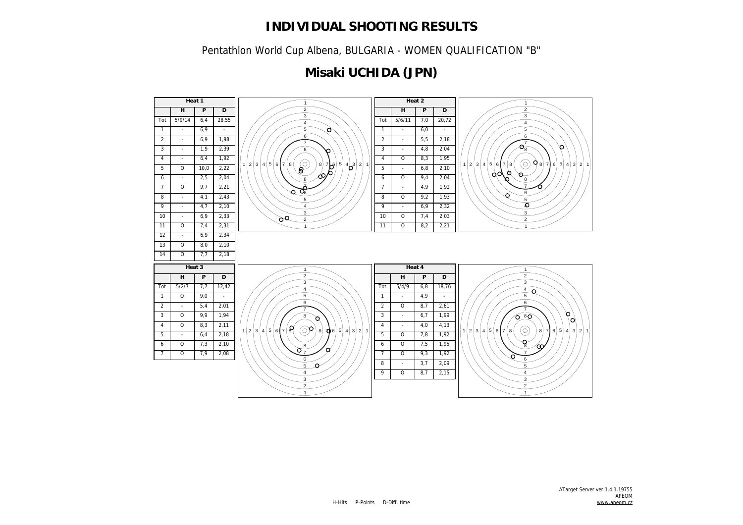# INDIVIDUAL SHOOTING RESULTS

Pentathlon World Cup Albena, BULGARIA - WOMEN QUALIFICATION "B"

## Misaki UCHIDA (JPN)

**Heat 1**

| | H | P | D |
|---|---|---|---|
| Tot | 5/9/14 | 6,4 | 28,55 |
| 1 | - | 6,9 | - |
| 2 | - | 6,9 | 1,98 |
| 3 | - | 1,9 | 2,39 |
| 4 | - | 6,4 | 1,92 |
| 5 | O | 10,0 | 2,22 |
| 6 | - | 2,5 | 2,04 |
| 7 | O | 9,7 | 2,21 |
| 8 | - | 4,1 | 2,43 |
| 9 | - | 4,7 | 2,10 |
| 10 | - | 6,9 | 2,33 |
| 11 | O | 7,4 | 2,31 |
| 12 | - | 6,9 | 2,34 |
| 13 | O | 8,0 | 2,10 |
| 14 | O | 7,7 | 2,18 |

**Heat 2**

| | H | P | D |
|---|---|---|---|
| Tot | 5/6/11 | 7,0 | 20,72 |
| 1 | - | 6,0 | - |
| 2 | - | 5,5 | 2,18 |
| 3 | - | 4,8 | 2,04 |
| 4 | O | 8,3 | 1,95 |
| 5 | - | 6,8 | 2,10 |
| 6 | O | 9,4 | 2,04 |
| 7 | - | 4,9 | 1,92 |
| 8 | O | 9,2 | 1,93 |
| 9 | - | 6,9 | 2,32 |
| 10 | O | 7,4 | 2,03 |
| 11 | O | 8,2 | 2,21 |

**Heat 3**

| | H | P | D |
|---|---|---|---|
| Tot | 5/2/7 | 7,7 | 12,42 |
| 1 | O | 9,0 | - |
| 2 | - | 5,4 | 2,01 |
| 3 | O | 9,9 | 1,94 |
| 4 | O | 8,3 | 2,11 |
| 5 | - | 6,4 | 2,18 |
| 6 | O | 7,3 | 2,10 |
| 7 | O | 7,9 | 2,08 |

**Heat 4**

| | H | P | D |
|---|---|---|---|
| Tot | 5/4/9 | 6,8 | 18,76 |
| 1 | - | 4,9 | - |
| 2 | O | 8,7 | 2,61 |
| 3 | - | 6,7 | 1,99 |
| 4 | - | 4,0 | 4,13 |
| 5 | O | 7,8 | 1,92 |
| 6 | O | 7,5 | 1,95 |
| 7 | O | 9,3 | 1,92 |
| 8 | - | 3,7 | 2,09 |
| 9 | O | 8,7 | 2,15 |

H-Hits P-Points D-Diff. time

ATarget Server ver.1.4.1.19755
APEOM
www.apeom.cz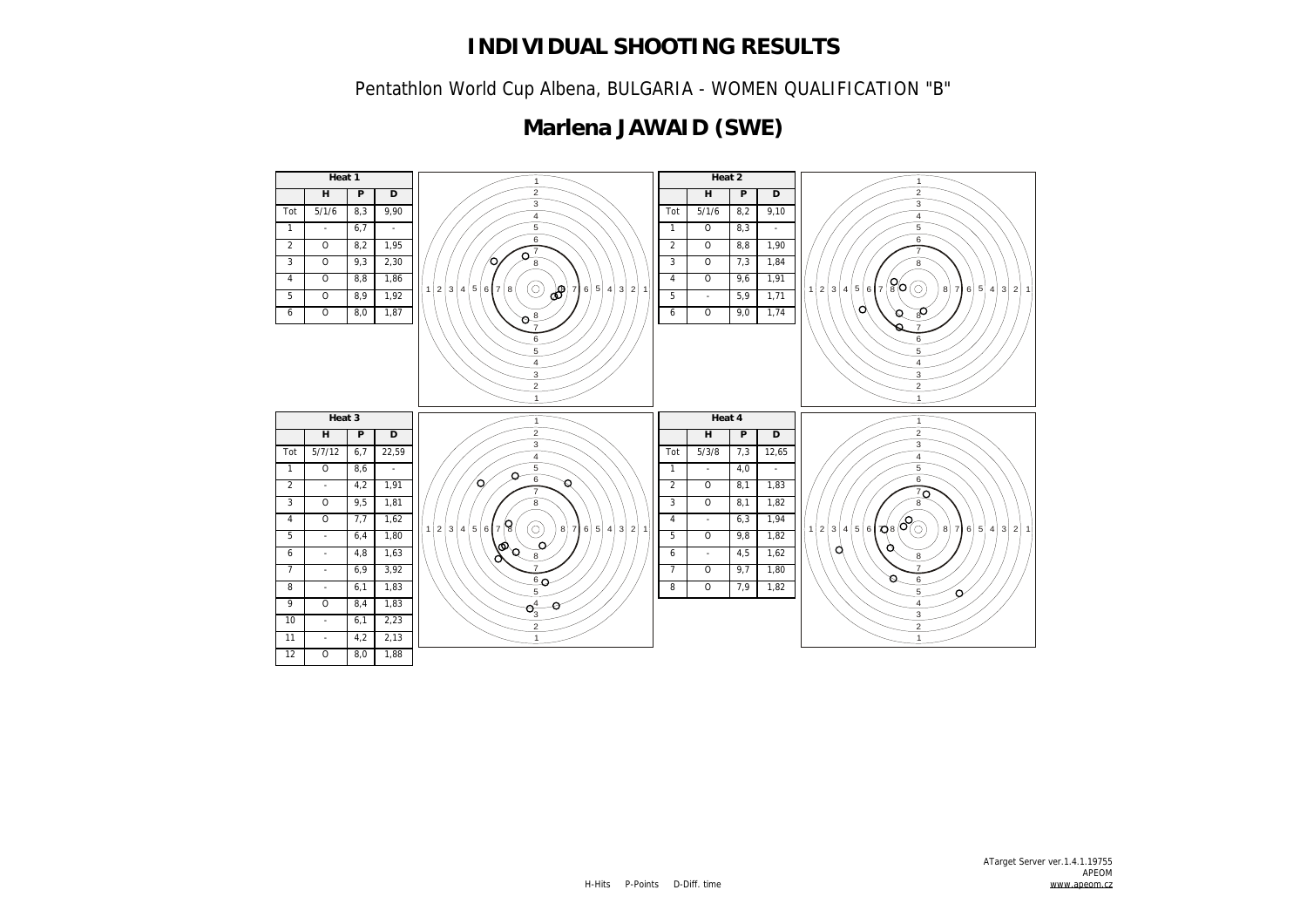# INDIVIDUAL SHOOTING RESULTS

Pentathlon World Cup Albena, BULGARIA - WOMEN QUALIFICATION "B"

## Marlena JAWAID (SWE)

**Heat 1**

| | H | P | D |
|---|---|---|---|
| Tot | 5/1/6 | 8,3 | 9,90 |
| 1 | - | 6,7 | - |
| 2 | O | 8,2 | 1,95 |
| 3 | O | 9,3 | 2,30 |
| 4 | O | 8,8 | 1,86 |
| 5 | O | 8,9 | 1,92 |
| 6 | O | 8,0 | 1,87 |

**Heat 2**

| | H | P | D |
|---|---|---|---|
| Tot | 5/1/6 | 8,2 | 9,10 |
| 1 | O | 8,3 | - |
| 2 | O | 8,8 | 1,90 |
| 3 | O | 7,3 | 1,84 |
| 4 | O | 9,6 | 1,91 |
| 5 | - | 5,9 | 1,71 |
| 6 | O | 9,0 | 1,74 |

**Heat 3**

| | H | P | D |
|---|---|---|---|
| Tot | 5/7/12 | 6,7 | 22,59 |
| 1 | O | 8,6 | - |
| 2 | - | 4,2 | 1,91 |
| 3 | O | 9,5 | 1,81 |
| 4 | O | 7,7 | 1,62 |
| 5 | - | 6,4 | 1,80 |
| 6 | - | 4,8 | 1,63 |
| 7 | - | 6,9 | 3,92 |
| 8 | - | 6,1 | 1,83 |
| 9 | O | 8,4 | 1,83 |
| 10 | - | 6,1 | 2,23 |
| 11 | - | 4,2 | 2,13 |
| 12 | O | 8,0 | 1,88 |

**Heat 4**

| | H | P | D |
|---|---|---|---|
| Tot | 5/3/8 | 7,3 | 12,65 |
| 1 | - | 4,0 | - |
| 2 | O | 8,1 | 1,83 |
| 3 | O | 8,1 | 1,82 |
| 4 | - | 6,3 | 1,94 |
| 5 | O | 9,8 | 1,82 |
| 6 | - | 4,5 | 1,62 |
| 7 | O | 9,7 | 1,80 |
| 8 | O | 7,9 | 1,82 |

H-Hits P-Points D-Diff. time

ATarget Server ver.1.4.1.19755
APEOM
www.apeom.cz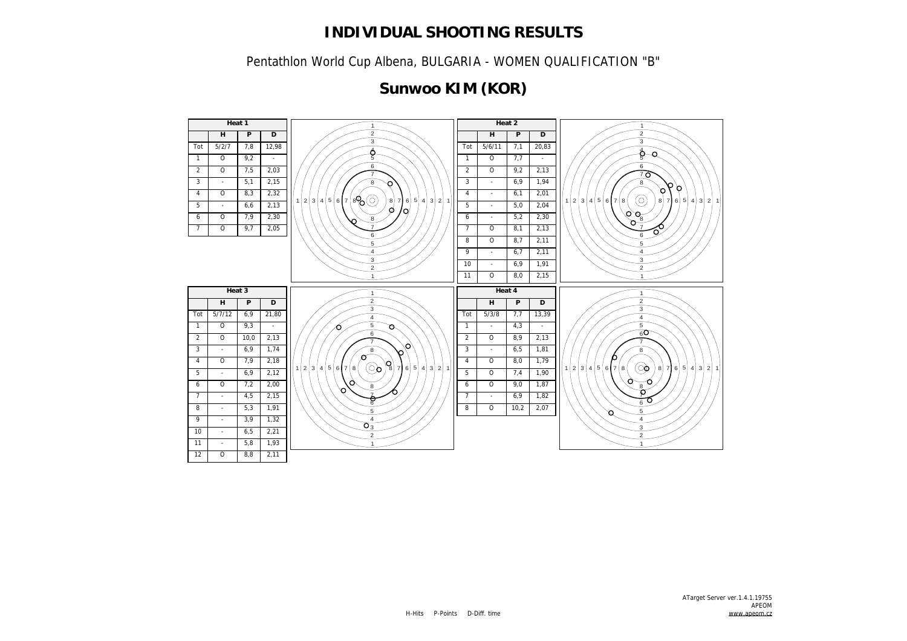# INDIVIDUAL SHOOTING RESULTS

Pentathlon World Cup Albena, BULGARIA - WOMEN QUALIFICATION "B"

## Sunwoo KIM (KOR)

**Heat 1**

| | H | P | D |
|---|---|---|---|
| Tot | 5/2/7 | 7,8 | 12,98 |
| 1 | O | 9,2 | - |
| 2 | O | 7,5 | 2,03 |
| 3 | - | 5,1 | 2,15 |
| 4 | O | 8,3 | 2,32 |
| 5 | - | 6,6 | 2,13 |
| 6 | O | 7,9 | 2,30 |
| 7 | O | 9,7 | 2,05 |

**Heat 2**

| | H | P | D |
|---|---|---|---|
| Tot | 5/6/11 | 7,1 | 20,83 |
| 1 | O | 7,7 | - |
| 2 | O | 9,2 | 2,13 |
| 3 | - | 6,9 | 1,94 |
| 4 | - | 6,1 | 2,01 |
| 5 | - | 5,0 | 2,04 |
| 6 | - | 5,2 | 2,30 |
| 7 | O | 8,1 | 2,13 |
| 8 | O | 8,7 | 2,11 |
| 9 | - | 6,7 | 2,11 |
| 10 | - | 6,9 | 1,91 |
| 11 | O | 8,0 | 2,15 |

**Heat 3**

| | H | P | D |
|---|---|---|---|
| Tot | 5/7/12 | 6,9 | 21,80 |
| 1 | O | 9,3 | - |
| 2 | O | 10,0 | 2,13 |
| 3 | - | 6,9 | 1,74 |
| 4 | O | 7,9 | 2,18 |
| 5 | - | 6,9 | 2,12 |
| 6 | O | 7,2 | 2,00 |
| 7 | - | 4,5 | 2,15 |
| 8 | - | 5,3 | 1,91 |
| 9 | - | 3,9 | 1,32 |
| 10 | - | 6,5 | 2,21 |
| 11 | - | 5,8 | 1,93 |
| 12 | O | 8,8 | 2,11 |

**Heat 4**

| | H | P | D |
|---|---|---|---|
| Tot | 5/3/8 | 7,7 | 13,39 |
| 1 | - | 4,3 | - |
| 2 | O | 8,9 | 2,13 |
| 3 | - | 6,5 | 1,81 |
| 4 | O | 8,0 | 1,79 |
| 5 | O | 7,4 | 1,90 |
| 6 | O | 9,0 | 1,87 |
| 7 | - | 6,9 | 1,82 |
| 8 | O | 10,2 | 2,07 |

H-Hits P-Points D-Diff. time

ATarget Server ver.1.4.1.19755
APEOM
www.apeom.cz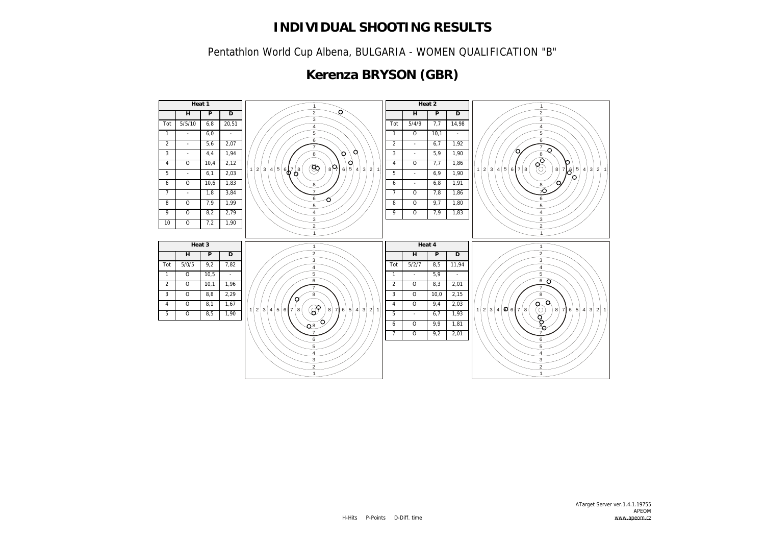# INDIVIDUAL SHOOTING RESULTS

Pentathlon World Cup Albena, BULGARIA - WOMEN QUALIFICATION "B"

## Kerenza BRYSON (GBR)

**Heat 1**

| | H | P | D |
|---|---|---|---|
| Tot | 5/5/10 | 6,8 | 20,51 |
| 1 | - | 6,0 | - |
| 2 | - | 5,6 | 2,07 |
| 3 | - | 4,4 | 1,94 |
| 4 | O | 10,4 | 2,12 |
| 5 | - | 6,1 | 2,03 |
| 6 | O | 10,6 | 1,83 |
| 7 | - | 1,8 | 3,84 |
| 8 | O | 7,9 | 1,99 |
| 9 | O | 8,2 | 2,79 |
| 10 | O | 7,2 | 1,90 |

**Heat 2**

| | H | P | D |
|---|---|---|---|
| Tot | 5/4/9 | 7,7 | 14,98 |
| 1 | O | 10,1 | - |
| 2 | - | 6,7 | 1,92 |
| 3 | - | 5,9 | 1,90 |
| 4 | O | 7,7 | 1,86 |
| 5 | - | 6,9 | 1,90 |
| 6 | - | 6,8 | 1,91 |
| 7 | O | 7,8 | 1,86 |
| 8 | O | 9,7 | 1,80 |
| 9 | O | 7,9 | 1,83 |

**Heat 3**

| | H | P | D |
|---|---|---|---|
| Tot | 5/0/5 | 9,2 | 7,82 |
| 1 | O | 10,5 | - |
| 2 | O | 10,1 | 1,96 |
| 3 | O | 8,8 | 2,29 |
| 4 | O | 8,1 | 1,67 |
| 5 | O | 8,5 | 1,90 |

**Heat 4**

| | H | P | D |
|---|---|---|---|
| Tot | 5/2/7 | 8,5 | 11,94 |
| 1 | - | 5,9 | - |
| 2 | O | 8,3 | 2,01 |
| 3 | O | 10,0 | 2,15 |
| 4 | O | 9,4 | 2,03 |
| 5 | - | 6,7 | 1,93 |
| 6 | O | 9,9 | 1,81 |
| 7 | O | 9,2 | 2,01 |

H-Hits P-Points D-Diff. time

ATarget Server ver.1.4.1.19755
APEOM
www.apeom.cz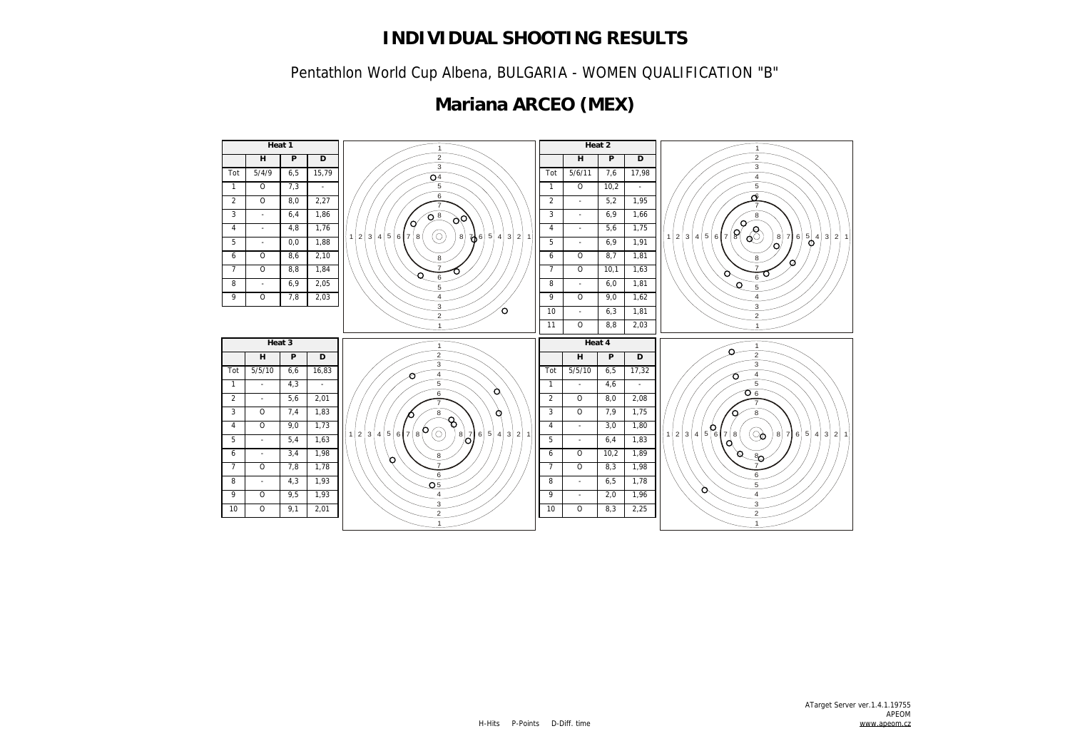# INDIVIDUAL SHOOTING RESULTS

Pentathlon World Cup Albena, BULGARIA - WOMEN QUALIFICATION "B"

## Mariana ARCEO (MEX)

**Heat 1**

| | H | P | D |
|---|---|---|---|
| Tot | 5/4/9 | 6,5 | 15,79 |
| 1 | O | 7,3 | - |
| 2 | O | 8,0 | 2,27 |
| 3 | - | 6,4 | 1,86 |
| 4 | - | 4,8 | 1,76 |
| 5 | - | 0,0 | 1,88 |
| 6 | O | 8,6 | 2,10 |
| 7 | O | 8,8 | 1,84 |
| 8 | - | 6,9 | 2,05 |
| 9 | O | 7,8 | 2,03 |

**Heat 2**

| | H | P | D |
|---|---|---|---|
| Tot | 5/6/11 | 7,6 | 17,98 |
| 1 | O | 10,2 | - |
| 2 | - | 5,2 | 1,95 |
| 3 | - | 6,9 | 1,66 |
| 4 | - | 5,6 | 1,75 |
| 5 | - | 6,9 | 1,91 |
| 6 | O | 8,7 | 1,81 |
| 7 | O | 10,1 | 1,63 |
| 8 | - | 6,0 | 1,81 |
| 9 | O | 9,0 | 1,62 |
| 10 | - | 6,3 | 1,81 |
| 11 | O | 8,8 | 2,03 |

**Heat 3**

| | H | P | D |
|---|---|---|---|
| Tot | 5/5/10 | 6,6 | 16,83 |
| 1 | - | 4,3 | - |
| 2 | - | 5,6 | 2,01 |
| 3 | O | 7,4 | 1,83 |
| 4 | O | 9,0 | 1,73 |
| 5 | - | 5,4 | 1,63 |
| 6 | - | 3,4 | 1,98 |
| 7 | O | 7,8 | 1,78 |
| 8 | - | 4,3 | 1,93 |
| 9 | O | 9,5 | 1,93 |
| 10 | O | 9,1 | 2,01 |

**Heat 4**

| | H | P | D |
|---|---|---|---|
| Tot | 5/5/10 | 6,5 | 17,32 |
| 1 | - | 4,6 | - |
| 2 | O | 8,0 | 2,08 |
| 3 | O | 7,9 | 1,75 |
| 4 | - | 3,0 | 1,80 |
| 5 | - | 6,4 | 1,83 |
| 6 | O | 10,2 | 1,89 |
| 7 | O | 8,3 | 1,98 |
| 8 | - | 6,5 | 1,78 |
| 9 | - | 2,0 | 1,96 |
| 10 | O | 8,3 | 2,25 |

H-Hits P-Points D-Diff. time

ATarget Server ver.1.4.1.19755
APEOM
www.apeom.cz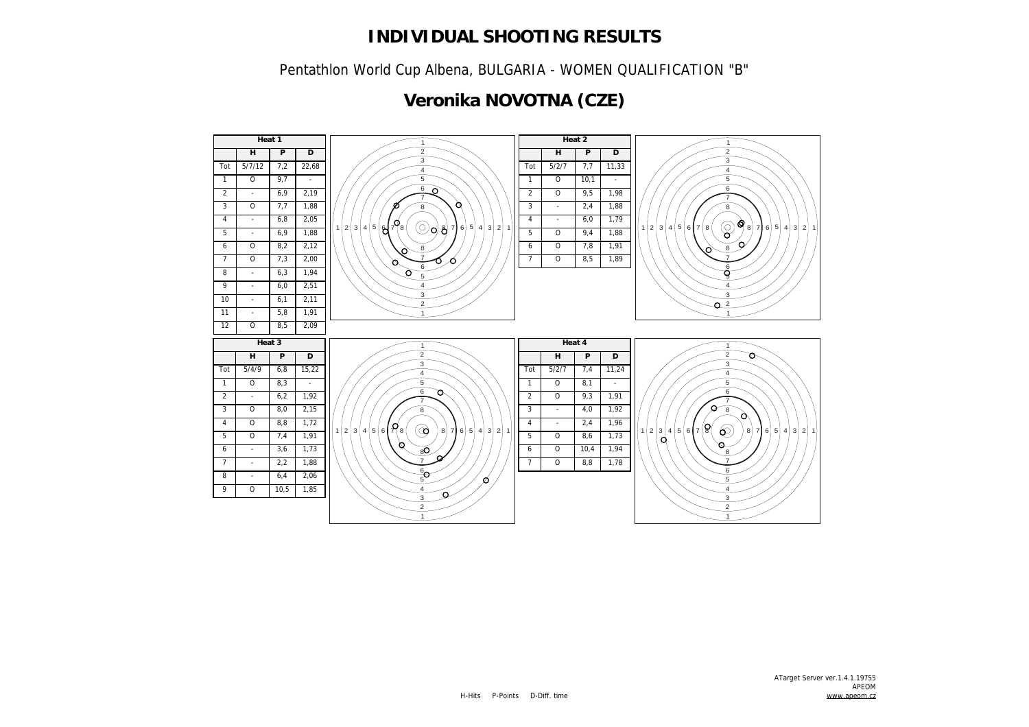# INDIVIDUAL SHOOTING RESULTS

Pentathlon World Cup Albena, BULGARIA - WOMEN QUALIFICATION "B"

## Veronika NOVOTNA (CZE)

**Heat 1**

| | H | P | D |
|---|---|---|---|
| Tot | 5/7/12 | 7,2 | 22,68 |
| 1 | O | 9,7 | - |
| 2 | - | 6,9 | 2,19 |
| 3 | O | 7,7 | 1,88 |
| 4 | - | 6,8 | 2,05 |
| 5 | - | 6,9 | 1,88 |
| 6 | O | 8,2 | 2,12 |
| 7 | O | 7,3 | 2,00 |
| 8 | - | 6,3 | 1,94 |
| 9 | - | 6,0 | 2,51 |
| 10 | - | 6,1 | 2,11 |
| 11 | - | 5,8 | 1,91 |
| 12 | O | 8,5 | 2,09 |

**Heat 2**

| | H | P | D |
|---|---|---|---|
| Tot | 5/2/7 | 7,7 | 11,33 |
| 1 | O | 10,1 | - |
| 2 | O | 9,5 | 1,98 |
| 3 | - | 2,4 | 1,88 |
| 4 | - | 6,0 | 1,79 |
| 5 | O | 9,4 | 1,88 |
| 6 | O | 7,8 | 1,91 |
| 7 | O | 8,5 | 1,89 |

**Heat 3**

| | H | P | D |
|---|---|---|---|
| Tot | 5/4/9 | 6,8 | 15,22 |
| 1 | O | 8,3 | - |
| 2 | - | 6,2 | 1,92 |
| 3 | O | 8,0 | 2,15 |
| 4 | O | 8,8 | 1,72 |
| 5 | O | 7,4 | 1,91 |
| 6 | - | 3,6 | 1,73 |
| 7 | - | 2,2 | 1,88 |
| 8 | - | 6,4 | 2,06 |
| 9 | O | 10,5 | 1,85 |

**Heat 4**

| | H | P | D |
|---|---|---|---|
| Tot | 5/2/7 | 7,4 | 11,24 |
| 1 | O | 8,1 | - |
| 2 | O | 9,3 | 1,91 |
| 3 | - | 4,0 | 1,92 |
| 4 | - | 2,4 | 1,96 |
| 5 | O | 8,6 | 1,73 |
| 6 | O | 10,4 | 1,94 |
| 7 | O | 8,8 | 1,78 |

H-Hits P-Points D-Diff. time

ATarget Server ver.1.4.1.19755
APEOM
www.apeom.cz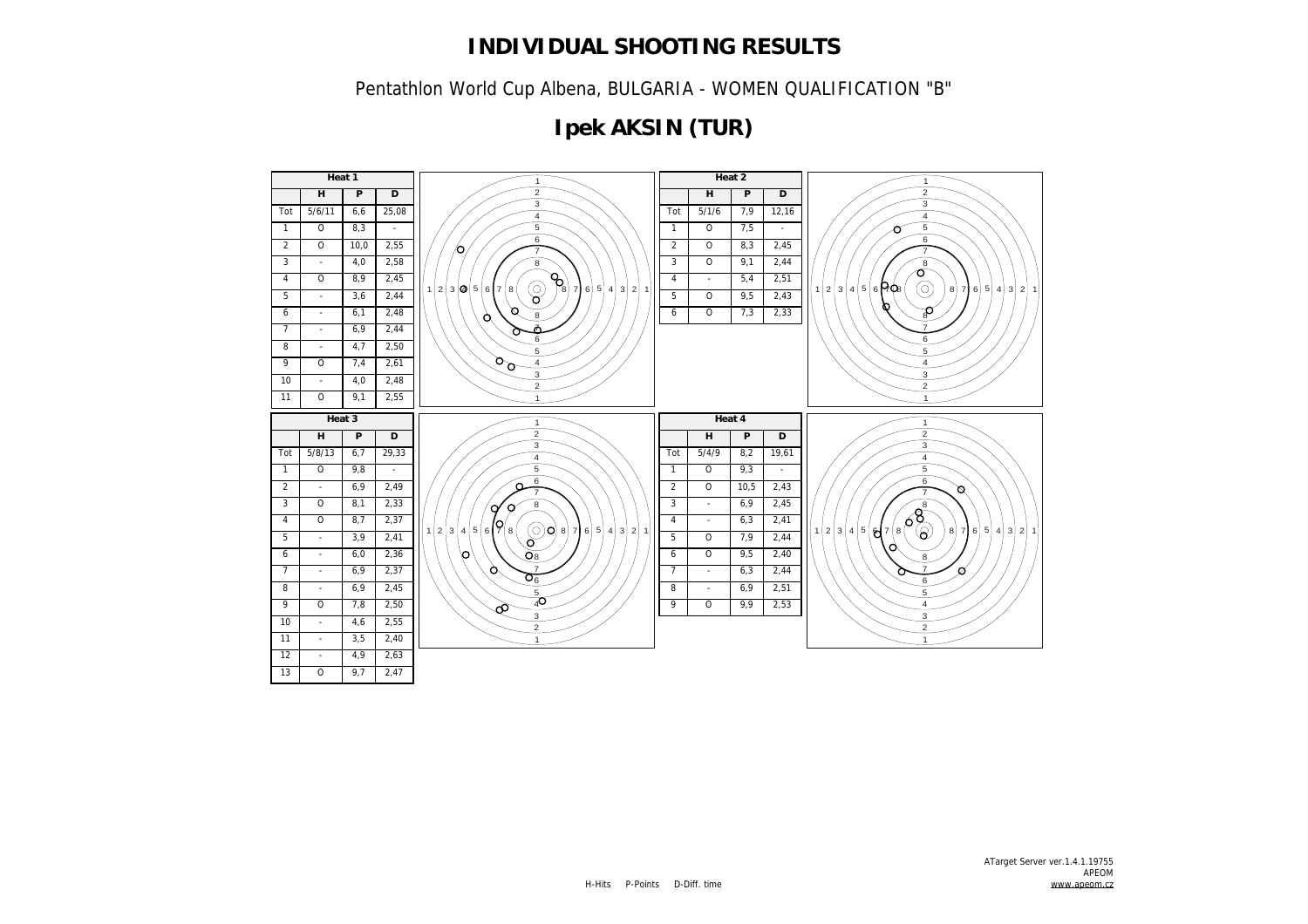# INDIVIDUAL SHOOTING RESULTS

Pentathlon World Cup Albena, BULGARIA - WOMEN QUALIFICATION "B"

## Ipek AKSIN (TUR)

**Heat 1**

| | H | P | D |
|---|---|---|---|
| Tot | 5/6/11 | 6,6 | 25,08 |
| 1 | O | 8,3 | - |
| 2 | O | 10,0 | 2,55 |
| 3 | - | 4,0 | 2,58 |
| 4 | O | 8,9 | 2,45 |
| 5 | - | 3,6 | 2,44 |
| 6 | - | 6,1 | 2,48 |
| 7 | - | 6,9 | 2,44 |
| 8 | - | 4,7 | 2,50 |
| 9 | O | 7,4 | 2,61 |
| 10 | - | 4,0 | 2,48 |
| 11 | O | 9,1 | 2,55 |

**Heat 2**

| | H | P | D |
|---|---|---|---|
| Tot | 5/1/6 | 7,9 | 12,16 |
| 1 | O | 7,5 | - |
| 2 | O | 8,3 | 2,45 |
| 3 | O | 9,1 | 2,44 |
| 4 | - | 5,4 | 2,51 |
| 5 | O | 9,5 | 2,43 |
| 6 | O | 7,3 | 2,33 |

**Heat 3**

| | H | P | D |
|---|---|---|---|
| Tot | 5/8/13 | 6,7 | 29,33 |
| 1 | O | 9,8 | - |
| 2 | - | 6,9 | 2,49 |
| 3 | O | 8,1 | 2,33 |
| 4 | O | 8,7 | 2,37 |
| 5 | - | 3,9 | 2,41 |
| 6 | - | 6,0 | 2,36 |
| 7 | - | 6,9 | 2,37 |
| 8 | - | 6,9 | 2,45 |
| 9 | O | 7,8 | 2,50 |
| 10 | - | 4,6 | 2,55 |
| 11 | - | 3,5 | 2,40 |
| 12 | - | 4,9 | 2,63 |
| 13 | O | 9,7 | 2,47 |

**Heat 4**

| | H | P | D |
|---|---|---|---|
| Tot | 5/4/9 | 8,2 | 19,61 |
| 1 | O | 9,3 | - |
| 2 | O | 10,5 | 2,43 |
| 3 | - | 6,9 | 2,45 |
| 4 | - | 6,3 | 2,41 |
| 5 | O | 7,9 | 2,44 |
| 6 | O | 9,5 | 2,40 |
| 7 | - | 6,3 | 2,44 |
| 8 | - | 6,9 | 2,51 |
| 9 | O | 9,9 | 2,53 |

H-Hits P-Points D-Diff. time

ATarget Server ver.1.4.1.19755
APEOM
www.apeom.cz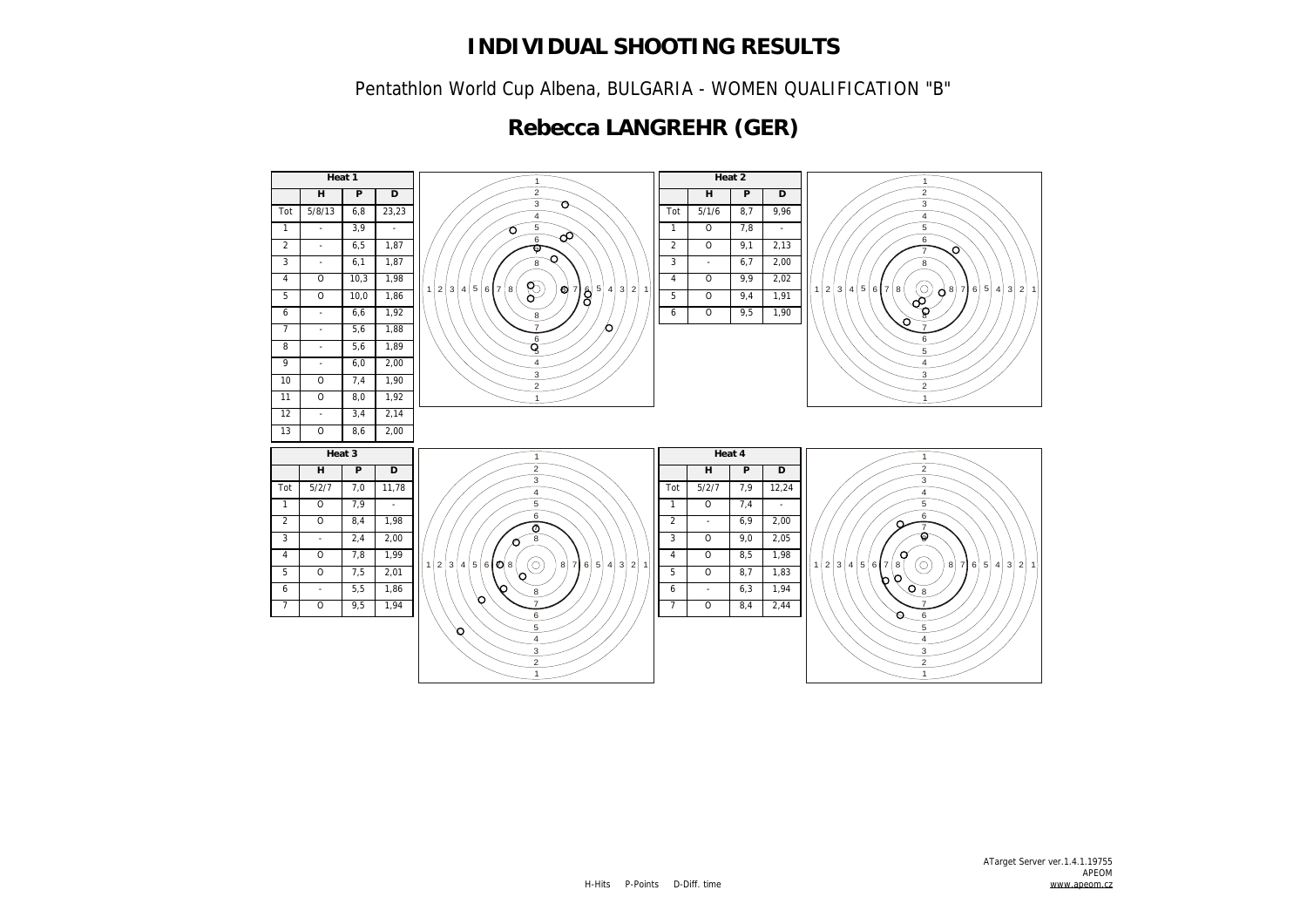# INDIVIDUAL SHOOTING RESULTS

Pentathlon World Cup Albena, BULGARIA - WOMEN QUALIFICATION "B"

## Rebecca LANGREHR (GER)

| Heat 1 | | | |
|---|---|---|---|
| | H | P | D |
| Tot | 5/8/13 | 6,8 | 23,23 |
| 1 | - | 3,9 | - |
| 2 | - | 6,5 | 1,87 |
| 3 | - | 6,1 | 1,87 |
| 4 | O | 10,3 | 1,98 |
| 5 | O | 10,0 | 1,86 |
| 6 | - | 6,6 | 1,92 |
| 7 | - | 5,6 | 1,88 |
| 8 | - | 5,6 | 1,89 |
| 9 | - | 6,0 | 2,00 |
| 10 | O | 7,4 | 1,90 |
| 11 | O | 8,0 | 1,92 |
| 12 | - | 3,4 | 2,14 |
| 13 | O | 8,6 | 2,00 |

| Heat 2 | | | |
|---|---|---|---|
| | H | P | D |
| Tot | 5/1/6 | 8,7 | 9,96 |
| 1 | O | 7,8 | - |
| 2 | O | 9,1 | 2,13 |
| 3 | - | 6,7 | 2,00 |
| 4 | O | 9,9 | 2,02 |
| 5 | O | 9,4 | 1,91 |
| 6 | O | 9,5 | 1,90 |

| Heat 3 | | | |
|---|---|---|---|
| | H | P | D |
| Tot | 5/2/7 | 7,0 | 11,78 |
| 1 | O | 7,9 | - |
| 2 | O | 8,4 | 1,98 |
| 3 | - | 2,4 | 2,00 |
| 4 | O | 7,8 | 1,99 |
| 5 | O | 7,5 | 2,01 |
| 6 | - | 5,5 | 1,86 |
| 7 | O | 9,5 | 1,94 |

| Heat 4 | | | |
|---|---|---|---|
| | H | P | D |
| Tot | 5/2/7 | 7,9 | 12,24 |
| 1 | O | 7,4 | - |
| 2 | - | 6,9 | 2,00 |
| 3 | O | 9,0 | 2,05 |
| 4 | O | 8,5 | 1,98 |
| 5 | O | 8,7 | 1,83 |
| 6 | - | 6,3 | 1,94 |
| 7 | O | 8,4 | 2,44 |

H-Hits P-Points D-Diff. time

ATarget Server ver.1.4.1.19755
APEOM
www.apeom.cz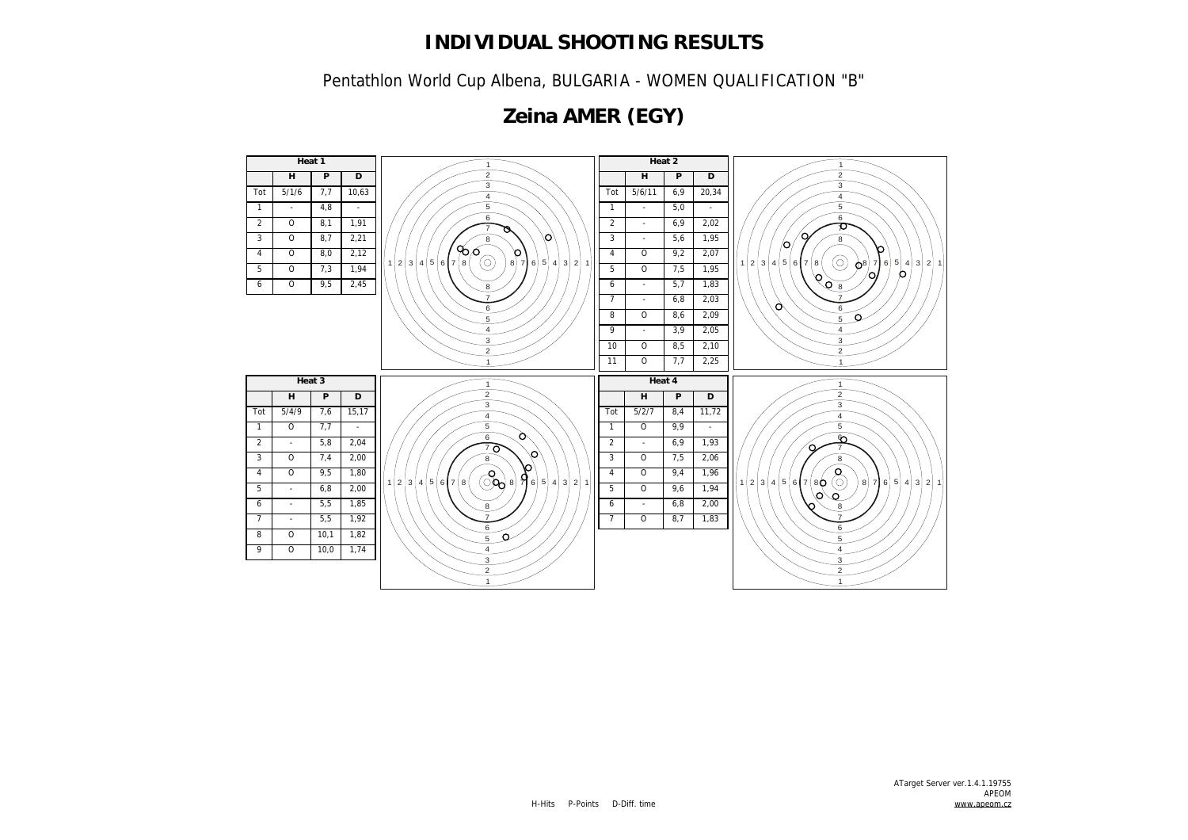# INDIVIDUAL SHOOTING RESULTS

Pentathlon World Cup Albena, BULGARIA - WOMEN QUALIFICATION "B"

## Zeina AMER (EGY)

**Heat 1**

| | H | P | D |
|---|---|---|---|
| Tot | 5/1/6 | 7,7 | 10,63 |
| 1 | - | 4,8 | - |
| 2 | O | 8,1 | 1,91 |
| 3 | O | 8,7 | 2,21 |
| 4 | O | 8,0 | 2,12 |
| 5 | O | 7,3 | 1,94 |
| 6 | O | 9,5 | 2,45 |

**Heat 2**

| | H | P | D |
|---|---|---|---|
| Tot | 5/6/11 | 6,9 | 20,34 |
| 1 | - | 5,0 | - |
| 2 | - | 6,9 | 2,02 |
| 3 | - | 5,6 | 1,95 |
| 4 | O | 9,2 | 2,07 |
| 5 | O | 7,5 | 1,95 |
| 6 | - | 5,7 | 1,83 |
| 7 | - | 6,8 | 2,03 |
| 8 | O | 8,6 | 2,09 |
| 9 | - | 3,9 | 2,05 |
| 10 | O | 8,5 | 2,10 |
| 11 | O | 7,7 | 2,25 |

**Heat 3**

| | H | P | D |
|---|---|---|---|
| Tot | 5/4/9 | 7,6 | 15,17 |
| 1 | O | 7,7 | - |
| 2 | - | 5,8 | 2,04 |
| 3 | O | 7,4 | 2,00 |
| 4 | O | 9,5 | 1,80 |
| 5 | - | 6,8 | 2,00 |
| 6 | - | 5,5 | 1,85 |
| 7 | - | 5,5 | 1,92 |
| 8 | O | 10,1 | 1,82 |
| 9 | O | 10,0 | 1,74 |

**Heat 4**

| | H | P | D |
|---|---|---|---|
| Tot | 5/2/7 | 8,4 | 11,72 |
| 1 | O | 9,9 | - |
| 2 | - | 6,9 | 1,93 |
| 3 | O | 7,5 | 2,06 |
| 4 | O | 9,4 | 1,96 |
| 5 | O | 9,6 | 1,94 |
| 6 | - | 6,8 | 2,00 |
| 7 | O | 8,7 | 1,83 |

H-Hits P-Points D-Diff. time

ATarget Server ver.1.4.1.19755
APEOM
www.apeom.cz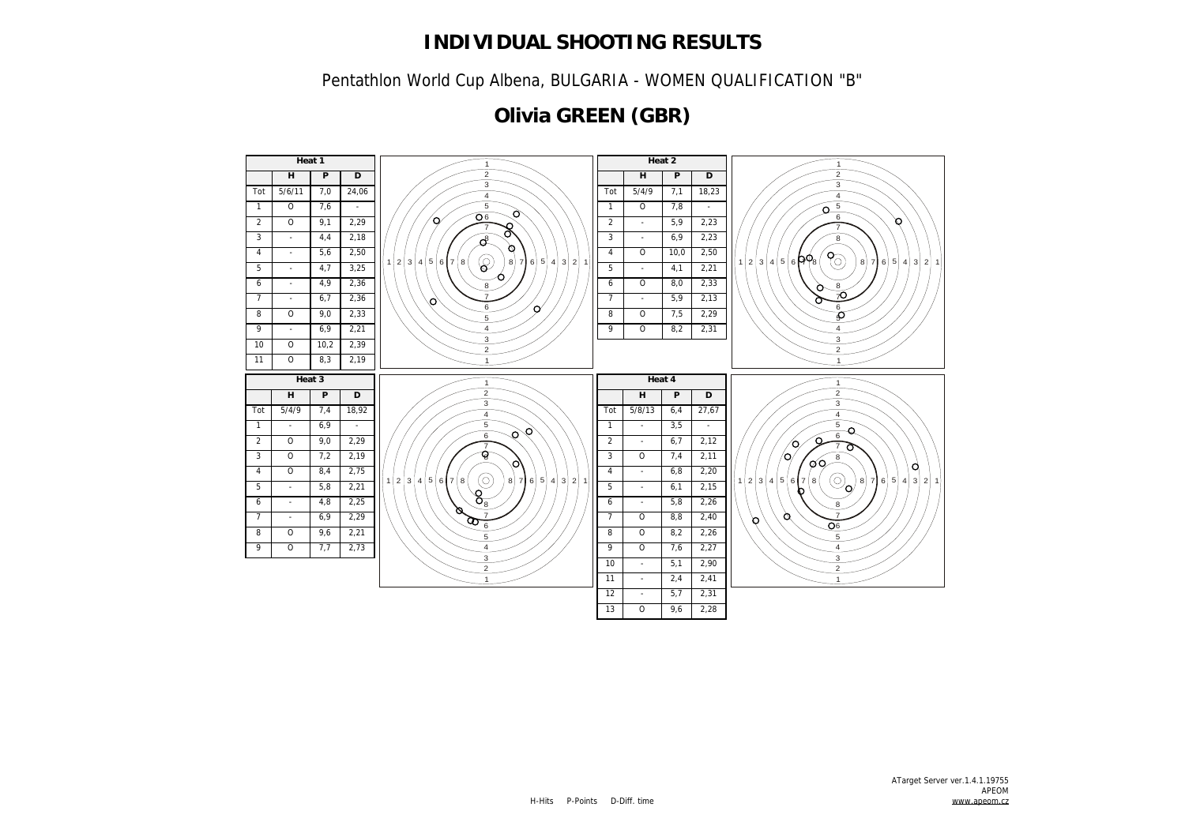# INDIVIDUAL SHOOTING RESULTS

Pentathlon World Cup Albena, BULGARIA - WOMEN QUALIFICATION "B"

## Olivia GREEN (GBR)

**Heat 1**

| | H | P | D |
|---|---|---|---|
| Tot | 5/6/11 | 7,0 | 24,06 |
| 1 | O | 7,6 | - |
| 2 | O | 9,1 | 2,29 |
| 3 | - | 4,4 | 2,18 |
| 4 | - | 5,6 | 2,50 |
| 5 | - | 4,7 | 3,25 |
| 6 | - | 4,9 | 2,36 |
| 7 | - | 6,7 | 2,36 |
| 8 | O | 9,0 | 2,33 |
| 9 | - | 6,9 | 2,21 |
| 10 | O | 10,2 | 2,39 |
| 11 | O | 8,3 | 2,19 |

**Heat 2**

| | H | P | D |
|---|---|---|---|
| Tot | 5/4/9 | 7,1 | 18,23 |
| 1 | O | 7,8 | - |
| 2 | - | 5,9 | 2,23 |
| 3 | - | 6,9 | 2,23 |
| 4 | O | 10,0 | 2,50 |
| 5 | - | 4,1 | 2,21 |
| 6 | O | 8,0 | 2,33 |
| 7 | - | 5,9 | 2,13 |
| 8 | O | 7,5 | 2,29 |
| 9 | O | 8,2 | 2,31 |

**Heat 3**

| | H | P | D |
|---|---|---|---|
| Tot | 5/4/9 | 7,4 | 18,92 |
| 1 | - | 6,9 | - |
| 2 | O | 9,0 | 2,29 |
| 3 | O | 7,2 | 2,19 |
| 4 | O | 8,4 | 2,75 |
| 5 | - | 5,8 | 2,21 |
| 6 | - | 4,8 | 2,25 |
| 7 | - | 6,9 | 2,29 |
| 8 | O | 9,6 | 2,21 |
| 9 | O | 7,7 | 2,73 |

**Heat 4**

| | H | P | D |
|---|---|---|---|
| Tot | 5/8/13 | 6,4 | 27,67 |
| 1 | - | 3,5 | - |
| 2 | - | 6,7 | 2,12 |
| 3 | O | 7,4 | 2,11 |
| 4 | - | 6,8 | 2,20 |
| 5 | - | 6,1 | 2,15 |
| 6 | - | 5,8 | 2,26 |
| 7 | O | 8,8 | 2,40 |
| 8 | O | 8,2 | 2,26 |
| 9 | O | 7,6 | 2,27 |
| 10 | - | 5,1 | 2,90 |
| 11 | - | 2,4 | 2,41 |
| 12 | - | 5,7 | 2,31 |
| 13 | O | 9,6 | 2,28 |

H-Hits P-Points D-Diff. time

ATarget Server ver.1.4.1.19755
APEOM
www.apeom.cz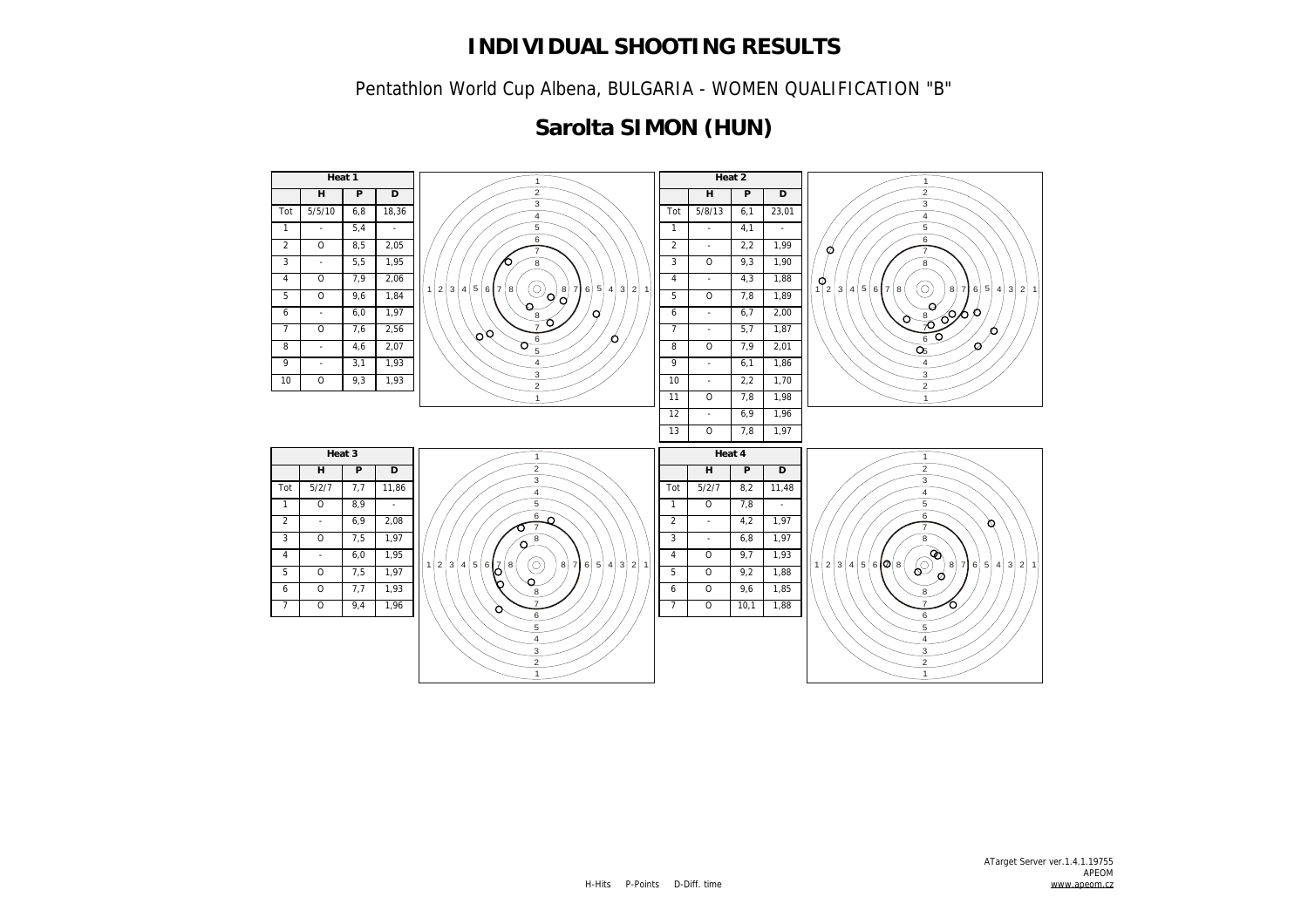# INDIVIDUAL SHOOTING RESULTS

Pentathlon World Cup Albena, BULGARIA - WOMEN QUALIFICATION "B"

## Sarolta SIMON (HUN)

**Heat 1**

| | H | P | D |
|---|---|---|---|
| Tot | 5/5/10 | 6,8 | 18,36 |
| 1 | - | 5,4 | - |
| 2 | O | 8,5 | 2,05 |
| 3 | - | 5,5 | 1,95 |
| 4 | O | 7,9 | 2,06 |
| 5 | O | 9,6 | 1,84 |
| 6 | - | 6,0 | 1,97 |
| 7 | O | 7,6 | 2,56 |
| 8 | - | 4,6 | 2,07 |
| 9 | - | 3,1 | 1,93 |
| 10 | O | 9,3 | 1,93 |

**Heat 2**

| | H | P | D |
|---|---|---|---|
| Tot | 5/8/13 | 6,1 | 23,01 |
| 1 | - | 4,1 | - |
| 2 | - | 2,2 | 1,99 |
| 3 | O | 9,3 | 1,90 |
| 4 | - | 4,3 | 1,88 |
| 5 | O | 7,8 | 1,89 |
| 6 | - | 6,7 | 2,00 |
| 7 | - | 5,7 | 1,87 |
| 8 | O | 7,9 | 2,01 |
| 9 | - | 6,1 | 1,86 |
| 10 | - | 2,2 | 1,70 |
| 11 | O | 7,8 | 1,98 |
| 12 | - | 6,9 | 1,96 |
| 13 | O | 7,8 | 1,97 |

**Heat 3**

| | H | P | D |
|---|---|---|---|
| Tot | 5/2/7 | 7,7 | 11,86 |
| 1 | O | 8,9 | - |
| 2 | - | 6,9 | 2,08 |
| 3 | O | 7,5 | 1,97 |
| 4 | - | 6,0 | 1,95 |
| 5 | O | 7,5 | 1,97 |
| 6 | O | 7,7 | 1,93 |
| 7 | O | 9,4 | 1,96 |

**Heat 4**

| | H | P | D |
|---|---|---|---|
| Tot | 5/2/7 | 8,2 | 11,48 |
| 1 | O | 7,8 | - |
| 2 | - | 4,2 | 1,97 |
| 3 | - | 6,8 | 1,97 |
| 4 | O | 9,7 | 1,93 |
| 5 | O | 9,2 | 1,88 |
| 6 | O | 9,6 | 1,85 |
| 7 | O | 10,1 | 1,88 |

H-Hits P-Points D-Diff. time

ATarget Server ver.1.4.1.19755
APEOM
www.apeom.cz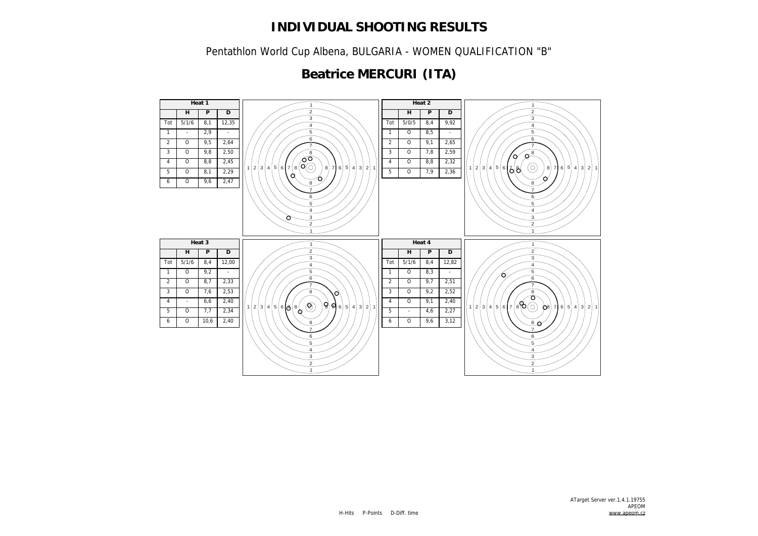# INDIVIDUAL SHOOTING RESULTS

Pentathlon World Cup Albena, BULGARIA - WOMEN QUALIFICATION "B"

## Beatrice MERCURI (ITA)

**Heat 1**

| | H | P | D |
|---|---|---|---|
| Tot | 5/1/6 | 8,1 | 12,35 |
| 1 | - | 2,9 | - |
| 2 | O | 9,5 | 2,64 |
| 3 | O | 9,8 | 2,50 |
| 4 | O | 8,8 | 2,45 |
| 5 | O | 8,1 | 2,29 |
| 6 | O | 9,6 | 2,47 |

**Heat 2**

| | H | P | D |
|---|---|---|---|
| Tot | 5/0/5 | 8,4 | 9,92 |
| 1 | O | 8,5 | - |
| 2 | O | 9,1 | 2,65 |
| 3 | O | 7,8 | 2,59 |
| 4 | O | 8,8 | 2,32 |
| 5 | O | 7,9 | 2,36 |

**Heat 3**

| | H | P | D |
|---|---|---|---|
| Tot | 5/1/6 | 8,4 | 12,00 |
| 1 | O | 9,2 | - |
| 2 | O | 8,7 | 2,33 |
| 3 | O | 7,6 | 2,53 |
| 4 | - | 6,6 | 2,40 |
| 5 | O | 7,7 | 2,34 |
| 6 | O | 10,6 | 2,40 |

**Heat 4**

| | H | P | D |
|---|---|---|---|
| Tot | 5/1/6 | 8,4 | 12,82 |
| 1 | O | 8,3 | - |
| 2 | O | 9,7 | 2,51 |
| 3 | O | 9,2 | 2,52 |
| 4 | O | 9,1 | 2,40 |
| 5 | - | 4,6 | 2,27 |
| 6 | O | 9,6 | 3,12 |

H-Hits P-Points D-Diff. time

ATarget Server ver.1.4.1.19755
APEOM
www.apeom.cz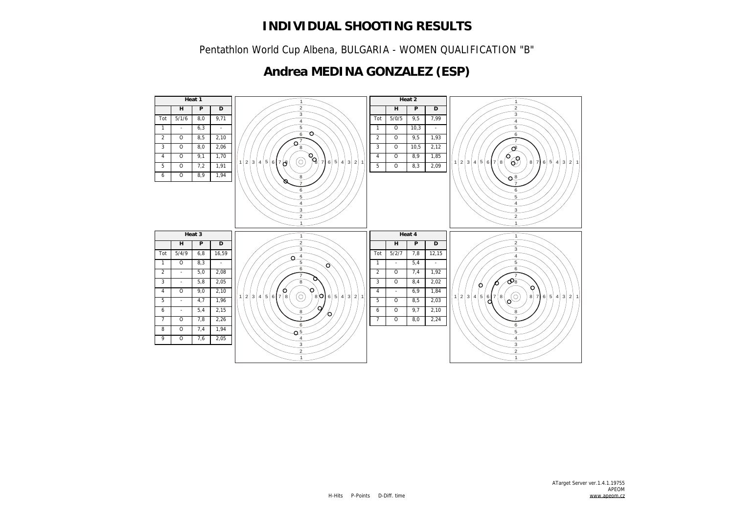# INDIVIDUAL SHOOTING RESULTS

Pentathlon World Cup Albena, BULGARIA - WOMEN QUALIFICATION "B"

## Andrea MEDINA GONZALEZ (ESP)

**Heat 1**

| | H | P | D |
|---|---|---|---|
| Tot | 5/1/6 | 8,0 | 9,71 |
| 1 | - | 6,3 | - |
| 2 | O | 8,5 | 2,10 |
| 3 | O | 8,0 | 2,06 |
| 4 | O | 9,1 | 1,70 |
| 5 | O | 7,2 | 1,91 |
| 6 | O | 8,9 | 1,94 |

**Heat 2**

| | H | P | D |
|---|---|---|---|
| Tot | 5/0/5 | 9,5 | 7,99 |
| 1 | O | 10,3 | - |
| 2 | O | 9,5 | 1,93 |
| 3 | O | 10,5 | 2,12 |
| 4 | O | 8,9 | 1,85 |
| 5 | O | 8,3 | 2,09 |

**Heat 3**

| | H | P | D |
|---|---|---|---|
| Tot | 5/4/9 | 6,8 | 16,59 |
| 1 | O | 8,3 | - |
| 2 | - | 5,0 | 2,08 |
| 3 | - | 5,8 | 2,05 |
| 4 | O | 9,0 | 2,10 |
| 5 | - | 4,7 | 1,96 |
| 6 | - | 5,4 | 2,15 |
| 7 | O | 7,8 | 2,26 |
| 8 | O | 7,4 | 1,94 |
| 9 | O | 7,6 | 2,05 |

**Heat 4**

| | H | P | D |
|---|---|---|---|
| Tot | 5/2/7 | 7,8 | 12,15 |
| 1 | - | 5,4 | - |
| 2 | O | 7,4 | 1,92 |
| 3 | O | 8,4 | 2,02 |
| 4 | - | 6,9 | 1,84 |
| 5 | O | 8,5 | 2,03 |
| 6 | O | 9,7 | 2,10 |
| 7 | O | 8,0 | 2,24 |

H-Hits P-Points D-Diff. time

ATarget Server ver.1.4.1.19755
APEOM
www.apeom.cz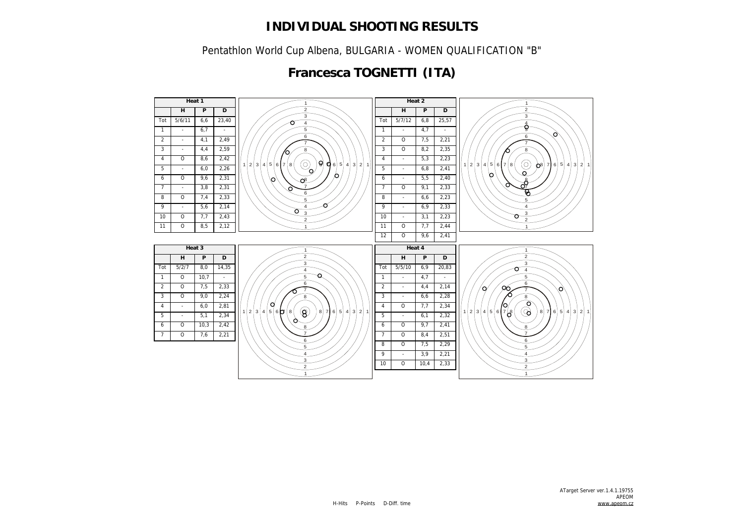# INDIVIDUAL SHOOTING RESULTS

Pentathlon World Cup Albena, BULGARIA - WOMEN QUALIFICATION "B"

## Francesca TOGNETTI (ITA)

| Heat 1 | | | |
|---|---|---|---|
| | H | P | D |
| Tot | 5/6/11 | 6,6 | 23,40 |
| 1 | - | 6,7 | - |
| 2 | - | 4,1 | 2,49 |
| 3 | - | 4,4 | 2,59 |
| 4 | O | 8,6 | 2,42 |
| 5 | - | 6,0 | 2,26 |
| 6 | O | 9,6 | 2,31 |
| 7 | - | 3,8 | 2,31 |
| 8 | O | 7,4 | 2,33 |
| 9 | - | 5,6 | 2,14 |
| 10 | O | 7,7 | 2,43 |
| 11 | O | 8,5 | 2,12 |

| Heat 2 | | | |
|---|---|---|---|
| | H | P | D |
| Tot | 5/7/12 | 6,8 | 25,57 |
| 1 | - | 4,7 | - |
| 2 | O | 7,5 | 2,21 |
| 3 | O | 8,2 | 2,35 |
| 4 | - | 5,3 | 2,23 |
| 5 | - | 6,8 | 2,41 |
| 6 | - | 5,5 | 2,40 |
| 7 | O | 9,1 | 2,33 |
| 8 | - | 6,6 | 2,23 |
| 9 | - | 6,9 | 2,33 |
| 10 | - | 3,1 | 2,23 |
| 11 | O | 7,7 | 2,44 |
| 12 | O | 9,6 | 2,41 |

| Heat 3 | | | |
|---|---|---|---|
| | H | P | D |
| Tot | 5/2/7 | 8,0 | 14,35 |
| 1 | O | 10,7 | - |
| 2 | O | 7,5 | 2,33 |
| 3 | O | 9,0 | 2,24 |
| 4 | - | 6,0 | 2,81 |
| 5 | - | 5,1 | 2,34 |
| 6 | O | 10,3 | 2,42 |
| 7 | O | 7,6 | 2,21 |

| Heat 4 | | | |
|---|---|---|---|
| | H | P | D |
| Tot | 5/5/10 | 6,9 | 20,83 |
| 1 | - | 4,7 | - |
| 2 | - | 4,4 | 2,14 |
| 3 | - | 6,6 | 2,28 |
| 4 | O | 7,7 | 2,34 |
| 5 | - | 6,1 | 2,32 |
| 6 | O | 9,7 | 2,41 |
| 7 | O | 8,4 | 2,51 |
| 8 | O | 7,5 | 2,29 |
| 9 | - | 3,9 | 2,21 |
| 10 | O | 10,4 | 2,33 |

H-Hits P-Points D-Diff. time

ATarget Server ver.1.4.1.19755
APEOM
www.apeom.cz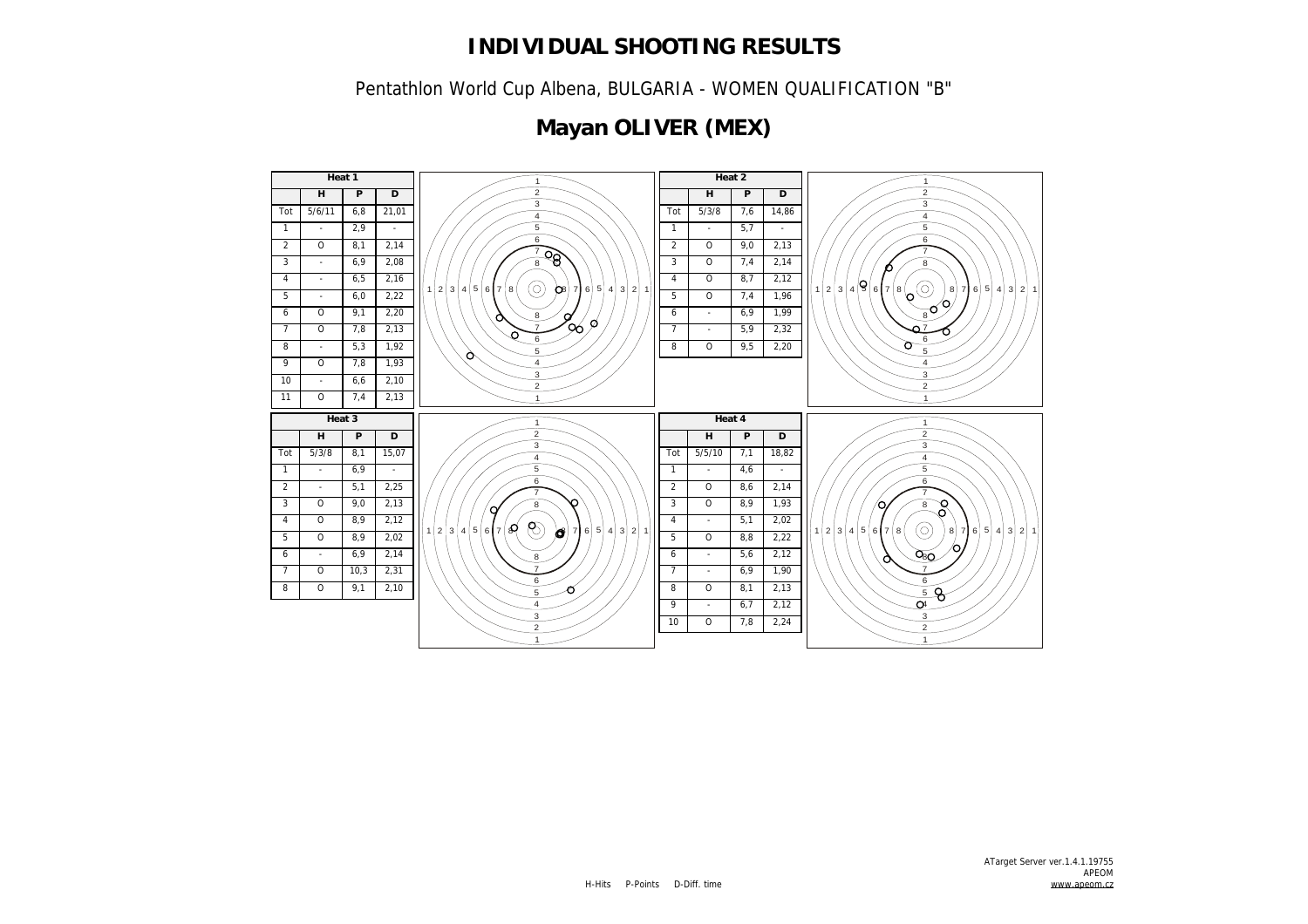# INDIVIDUAL SHOOTING RESULTS

Pentathlon World Cup Albena, BULGARIA - WOMEN QUALIFICATION "B"

## Mayan OLIVER (MEX)

**Heat 1**

| | H | P | D |
|---|---|---|---|
| Tot | 5/6/11 | 6,8 | 21,01 |
| 1 | - | 2,9 | - |
| 2 | O | 8,1 | 2,14 |
| 3 | - | 6,9 | 2,08 |
| 4 | - | 6,5 | 2,16 |
| 5 | - | 6,0 | 2,22 |
| 6 | O | 9,1 | 2,20 |
| 7 | O | 7,8 | 2,13 |
| 8 | - | 5,3 | 1,92 |
| 9 | O | 7,8 | 1,93 |
| 10 | - | 6,6 | 2,10 |
| 11 | O | 7,4 | 2,13 |

**Heat 2**

| | H | P | D |
|---|---|---|---|
| Tot | 5/3/8 | 7,6 | 14,86 |
| 1 | - | 5,7 | - |
| 2 | O | 9,0 | 2,13 |
| 3 | O | 7,4 | 2,14 |
| 4 | O | 8,7 | 2,12 |
| 5 | O | 7,4 | 1,96 |
| 6 | - | 6,9 | 1,99 |
| 7 | - | 5,9 | 2,32 |
| 8 | O | 9,5 | 2,20 |

**Heat 3**

| | H | P | D |
|---|---|---|---|
| Tot | 5/3/8 | 8,1 | 15,07 |
| 1 | - | 6,9 | - |
| 2 | - | 5,1 | 2,25 |
| 3 | O | 9,0 | 2,13 |
| 4 | O | 8,9 | 2,12 |
| 5 | O | 8,9 | 2,02 |
| 6 | - | 6,9 | 2,14 |
| 7 | O | 10,3 | 2,31 |
| 8 | O | 9,1 | 2,10 |

**Heat 4**

| | H | P | D |
|---|---|---|---|
| Tot | 5/5/10 | 7,1 | 18,82 |
| 1 | - | 4,6 | - |
| 2 | O | 8,6 | 2,14 |
| 3 | O | 8,9 | 1,93 |
| 4 | - | 5,1 | 2,02 |
| 5 | O | 8,8 | 2,22 |
| 6 | - | 5,6 | 2,12 |
| 7 | - | 6,9 | 1,90 |
| 8 | O | 8,1 | 2,13 |
| 9 | - | 6,7 | 2,12 |
| 10 | O | 7,8 | 2,24 |

H-Hits P-Points D-Diff. time

ATarget Server ver.1.4.1.19755
APEOM
www.apeom.cz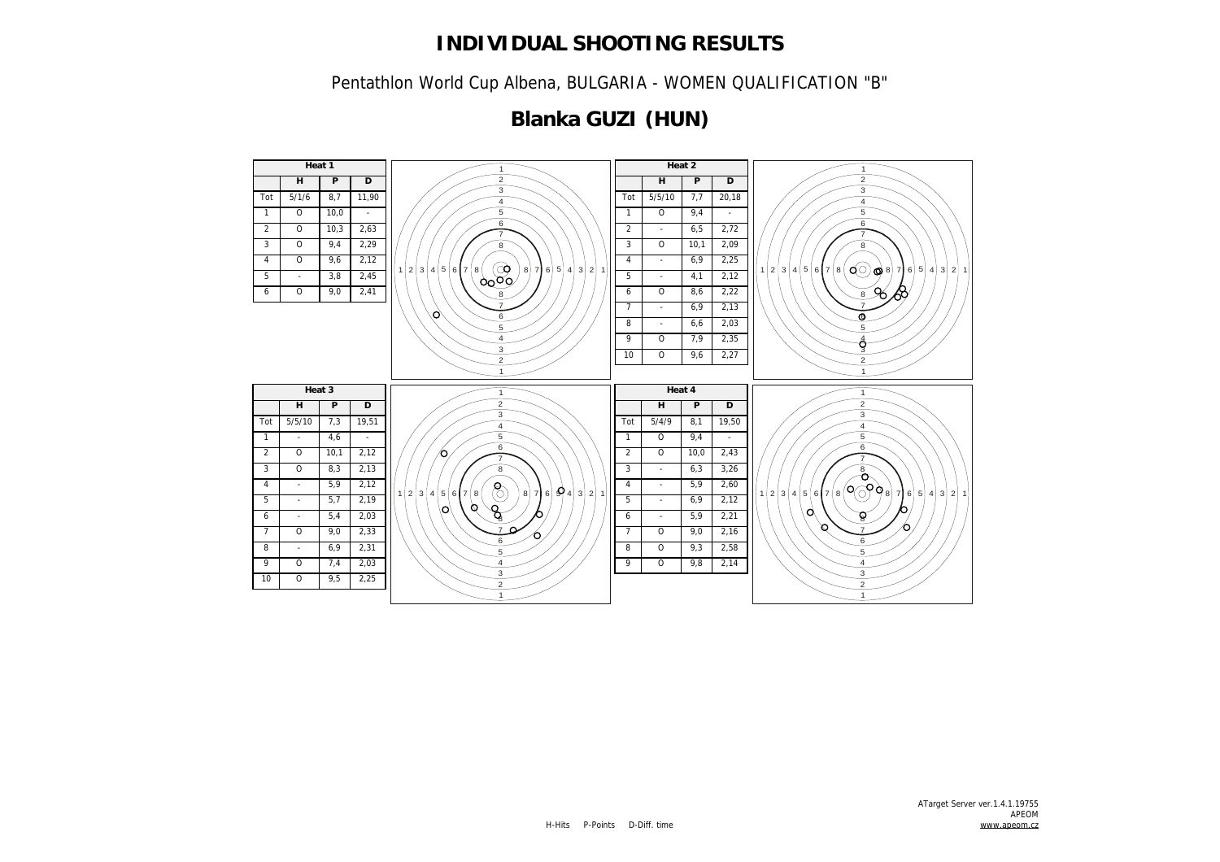# INDIVIDUAL SHOOTING RESULTS

Pentathlon World Cup Albena, BULGARIA - WOMEN QUALIFICATION "B"

## Blanka GUZI (HUN)

**Heat 1**

| | H | P | D |
|---|---|---|---|
| Tot | 5/1/6 | 8,7 | 11,90 |
| 1 | O | 10,0 | - |
| 2 | O | 10,3 | 2,63 |
| 3 | O | 9,4 | 2,29 |
| 4 | O | 9,6 | 2,12 |
| 5 | - | 3,8 | 2,45 |
| 6 | O | 9,0 | 2,41 |

**Heat 2**

| | H | P | D |
|---|---|---|---|
| Tot | 5/5/10 | 7,7 | 20,18 |
| 1 | O | 9,4 | - |
| 2 | - | 6,5 | 2,72 |
| 3 | O | 10,1 | 2,09 |
| 4 | - | 6,9 | 2,25 |
| 5 | - | 4,1 | 2,12 |
| 6 | O | 8,6 | 2,22 |
| 7 | - | 6,9 | 2,13 |
| 8 | - | 6,6 | 2,03 |
| 9 | O | 7,9 | 2,35 |
| 10 | O | 9,6 | 2,27 |

**Heat 3**

| | H | P | D |
|---|---|---|---|
| Tot | 5/5/10 | 7,3 | 19,51 |
| 1 | - | 4,6 | - |
| 2 | O | 10,1 | 2,12 |
| 3 | O | 8,3 | 2,13 |
| 4 | - | 5,9 | 2,12 |
| 5 | - | 5,7 | 2,19 |
| 6 | - | 5,4 | 2,03 |
| 7 | O | 9,0 | 2,33 |
| 8 | - | 6,9 | 2,31 |
| 9 | O | 7,4 | 2,03 |
| 10 | O | 9,5 | 2,25 |

**Heat 4**

| | H | P | D |
|---|---|---|---|
| Tot | 5/4/9 | 8,1 | 19,50 |
| 1 | O | 9,4 | - |
| 2 | O | 10,0 | 2,43 |
| 3 | - | 6,3 | 3,26 |
| 4 | - | 5,9 | 2,60 |
| 5 | - | 6,9 | 2,12 |
| 6 | - | 5,9 | 2,21 |
| 7 | O | 9,0 | 2,16 |
| 8 | O | 9,3 | 2,58 |
| 9 | O | 9,8 | 2,14 |

H-Hits P-Points D-Diff. time

ATarget Server ver.1.4.1.19755
APEOM
www.apeom.cz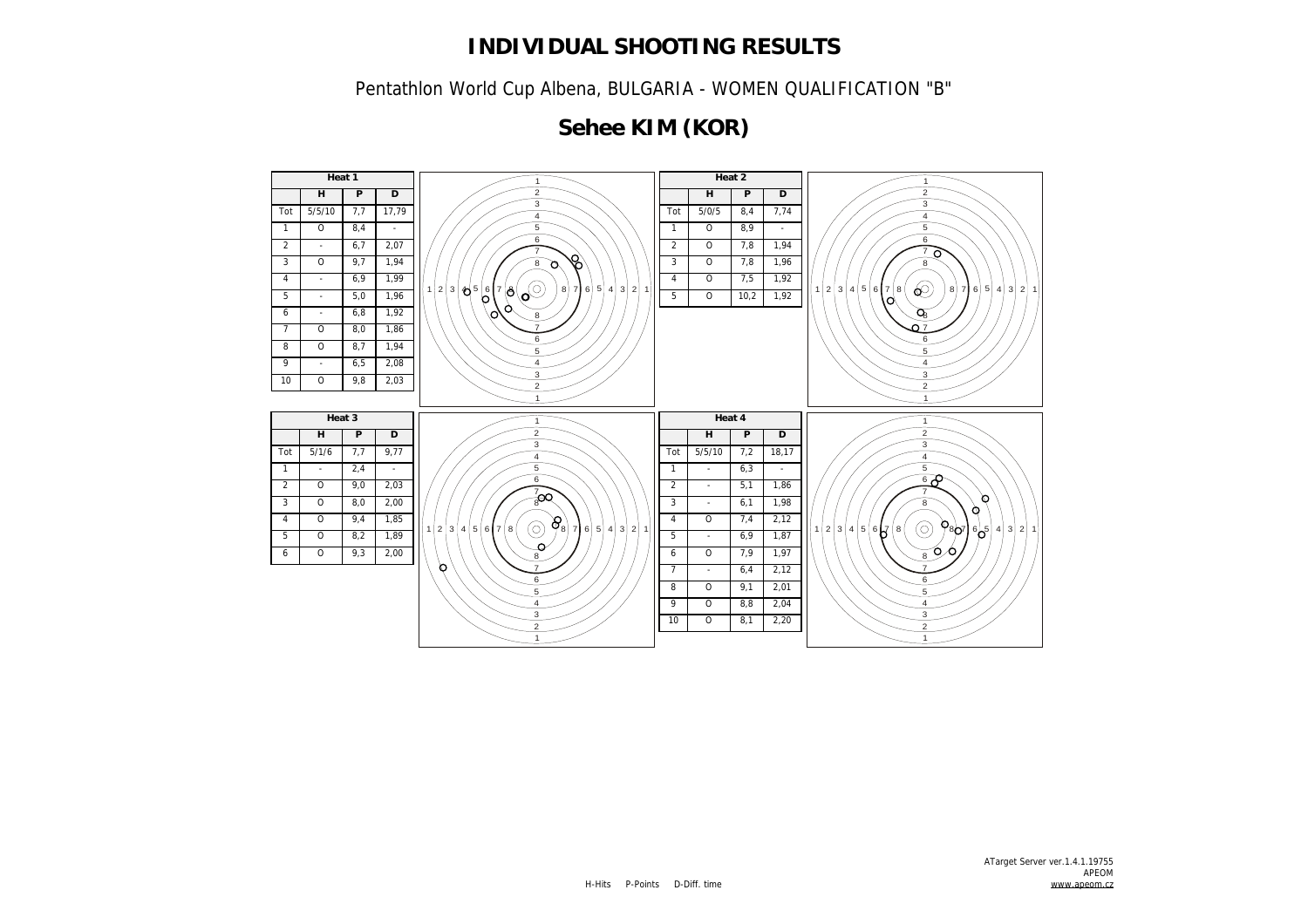# INDIVIDUAL SHOOTING RESULTS

Pentathlon World Cup Albena, BULGARIA - WOMEN QUALIFICATION "B"

## Sehee KIM (KOR)

| Heat 1 | | | |
|---|---|---|---|
| | H | P | D |
| Tot | 5/5/10 | 7,7 | 17,79 |
| 1 | O | 8,4 | - |
| 2 | - | 6,7 | 2,07 |
| 3 | O | 9,7 | 1,94 |
| 4 | - | 6,9 | 1,99 |
| 5 | - | 5,0 | 1,96 |
| 6 | - | 6,8 | 1,92 |
| 7 | O | 8,0 | 1,86 |
| 8 | O | 8,7 | 1,94 |
| 9 | - | 6,5 | 2,08 |
| 10 | O | 9,8 | 2,03 |

| Heat 2 | | | |
|---|---|---|---|
| | H | P | D |
| Tot | 5/0/5 | 8,4 | 7,74 |
| 1 | O | 8,9 | - |
| 2 | O | 7,8 | 1,94 |
| 3 | O | 7,8 | 1,96 |
| 4 | O | 7,5 | 1,92 |
| 5 | O | 10,2 | 1,92 |

| Heat 3 | | | |
|---|---|---|---|
| | H | P | D |
| Tot | 5/1/6 | 7,7 | 9,77 |
| 1 | - | 2,4 | - |
| 2 | O | 9,0 | 2,03 |
| 3 | O | 8,0 | 2,00 |
| 4 | O | 9,4 | 1,85 |
| 5 | O | 8,2 | 1,89 |
| 6 | O | 9,3 | 2,00 |

| Heat 4 | | | |
|---|---|---|---|
| | H | P | D |
| Tot | 5/5/10 | 7,2 | 18,17 |
| 1 | - | 6,3 | - |
| 2 | - | 5,1 | 1,86 |
| 3 | - | 6,1 | 1,98 |
| 4 | O | 7,4 | 2,12 |
| 5 | - | 6,9 | 1,87 |
| 6 | O | 7,9 | 1,97 |
| 7 | - | 6,4 | 2,12 |
| 8 | O | 9,1 | 2,01 |
| 9 | O | 8,8 | 2,04 |
| 10 | O | 8,1 | 2,20 |

H-Hits P-Points D-Diff. time

ATarget Server ver.1.4.1.19755
APEOM
www.apeom.cz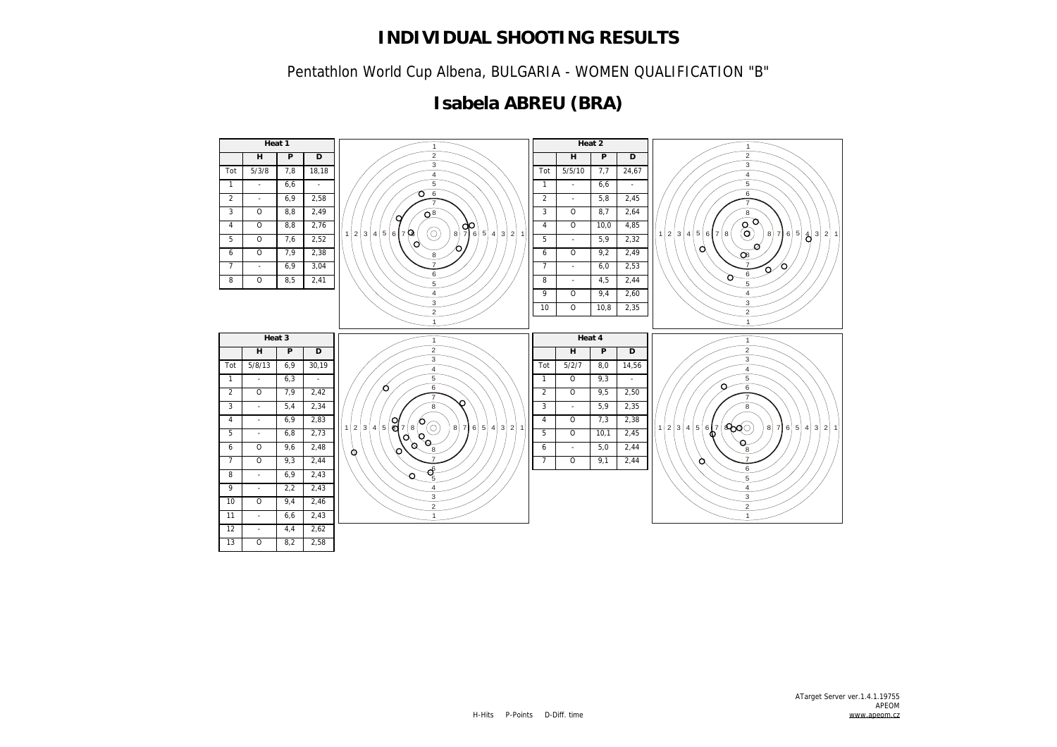# INDIVIDUAL SHOOTING RESULTS

Pentathlon World Cup Albena, BULGARIA - WOMEN QUALIFICATION "B"

## Isabela ABREU (BRA)

| Heat 1 | | | |
|---|---|---|---|
| | H | P | D |
| Tot | 5/3/8 | 7,8 | 18,18 |
| 1 | - | 6,6 | - |
| 2 | - | 6,9 | 2,58 |
| 3 | O | 8,8 | 2,49 |
| 4 | O | 8,8 | 2,76 |
| 5 | O | 7,6 | 2,52 |
| 6 | O | 7,9 | 2,38 |
| 7 | - | 6,9 | 3,04 |
| 8 | O | 8,5 | 2,41 |

| Heat 2 | | | |
|---|---|---|---|
| | H | P | D |
| Tot | 5/5/10 | 7,7 | 24,67 |
| 1 | - | 6,6 | - |
| 2 | - | 5,8 | 2,45 |
| 3 | O | 8,7 | 2,64 |
| 4 | O | 10,0 | 4,85 |
| 5 | - | 5,9 | 2,32 |
| 6 | O | 9,2 | 2,49 |
| 7 | - | 6,0 | 2,53 |
| 8 | - | 4,5 | 2,44 |
| 9 | O | 9,4 | 2,60 |
| 10 | O | 10,8 | 2,35 |

| Heat 3 | | | |
|---|---|---|---|
| | H | P | D |
| Tot | 5/8/13 | 6,9 | 30,19 |
| 1 | - | 6,3 | - |
| 2 | O | 7,9 | 2,42 |
| 3 | - | 5,4 | 2,34 |
| 4 | - | 6,9 | 2,83 |
| 5 | - | 6,8 | 2,73 |
| 6 | O | 9,6 | 2,48 |
| 7 | O | 9,3 | 2,44 |
| 8 | - | 6,9 | 2,43 |
| 9 | - | 2,2 | 2,43 |
| 10 | O | 9,4 | 2,46 |
| 11 | - | 6,6 | 2,43 |
| 12 | - | 4,4 | 2,62 |
| 13 | O | 8,2 | 2,58 |

| Heat 4 | | | |
|---|---|---|---|
| | H | P | D |
| Tot | 5/2/7 | 8,0 | 14,56 |
| 1 | O | 9,3 | - |
| 2 | O | 9,5 | 2,50 |
| 3 | - | 5,9 | 2,35 |
| 4 | O | 7,3 | 2,38 |
| 5 | O | 10,1 | 2,45 |
| 6 | - | 5,0 | 2,44 |
| 7 | O | 9,1 | 2,44 |

H-Hits P-Points D-Diff. time

ATarget Server ver.1.4.1.19755
APEOM
www.apeom.cz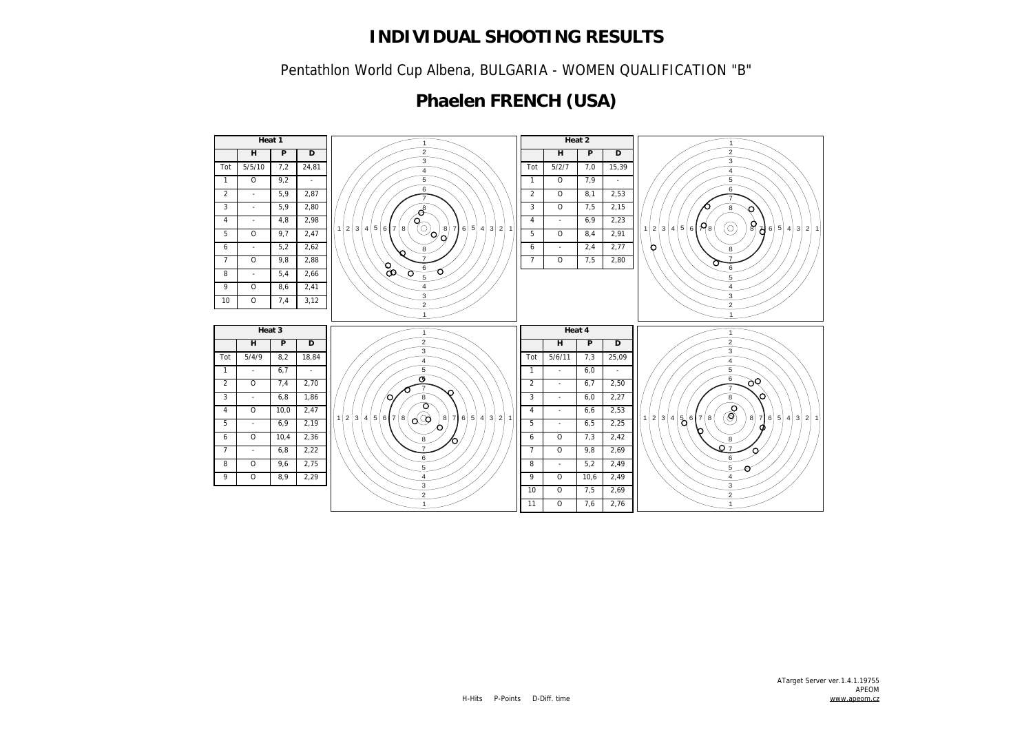# INDIVIDUAL SHOOTING RESULTS

Pentathlon World Cup Albena, BULGARIA - WOMEN QUALIFICATION "B"

## Phaelen FRENCH (USA)

| Heat 1 | H | P | D |
|---|---|---|---|
| Tot | 5/5/10 | 7,2 | 24,81 |
| 1 | O | 9,2 | - |
| 2 | - | 5,9 | 2,87 |
| 3 | - | 5,9 | 2,80 |
| 4 | - | 4,8 | 2,98 |
| 5 | O | 9,7 | 2,47 |
| 6 | - | 5,2 | 2,62 |
| 7 | O | 9,8 | 2,88 |
| 8 | - | 5,4 | 2,66 |
| 9 | O | 8,6 | 2,41 |
| 10 | O | 7,4 | 3,12 |

| Heat 2 | H | P | D |
|---|---|---|---|
| Tot | 5/2/7 | 7,0 | 15,39 |
| 1 | O | 7,9 | - |
| 2 | O | 8,1 | 2,53 |
| 3 | O | 7,5 | 2,15 |
| 4 | - | 6,9 | 2,23 |
| 5 | O | 8,4 | 2,91 |
| 6 | - | 2,4 | 2,77 |
| 7 | O | 7,5 | 2,80 |

| Heat 3 | H | P | D |
|---|---|---|---|
| Tot | 5/4/9 | 8,2 | 18,84 |
| 1 | - | 6,7 | - |
| 2 | O | 7,4 | 2,70 |
| 3 | - | 6,8 | 1,86 |
| 4 | O | 10,0 | 2,47 |
| 5 | - | 6,9 | 2,19 |
| 6 | O | 10,4 | 2,36 |
| 7 | - | 6,8 | 2,22 |
| 8 | O | 9,6 | 2,75 |
| 9 | O | 8,9 | 2,29 |

| Heat 4 | H | P | D |
|---|---|---|---|
| Tot | 5/6/11 | 7,3 | 25,09 |
| 1 | - | 6,0 | - |
| 2 | - | 6,7 | 2,50 |
| 3 | - | 6,0 | 2,27 |
| 4 | - | 6,6 | 2,53 |
| 5 | - | 6,5 | 2,25 |
| 6 | O | 7,3 | 2,42 |
| 7 | O | 9,8 | 2,69 |
| 8 | - | 5,2 | 2,49 |
| 9 | O | 10,6 | 2,49 |
| 10 | O | 7,5 | 2,69 |
| 11 | O | 7,6 | 2,76 |

H-Hits P-Points D-Diff. time

ATarget Server ver.1.4.1.19755
APEOM
www.apeom.cz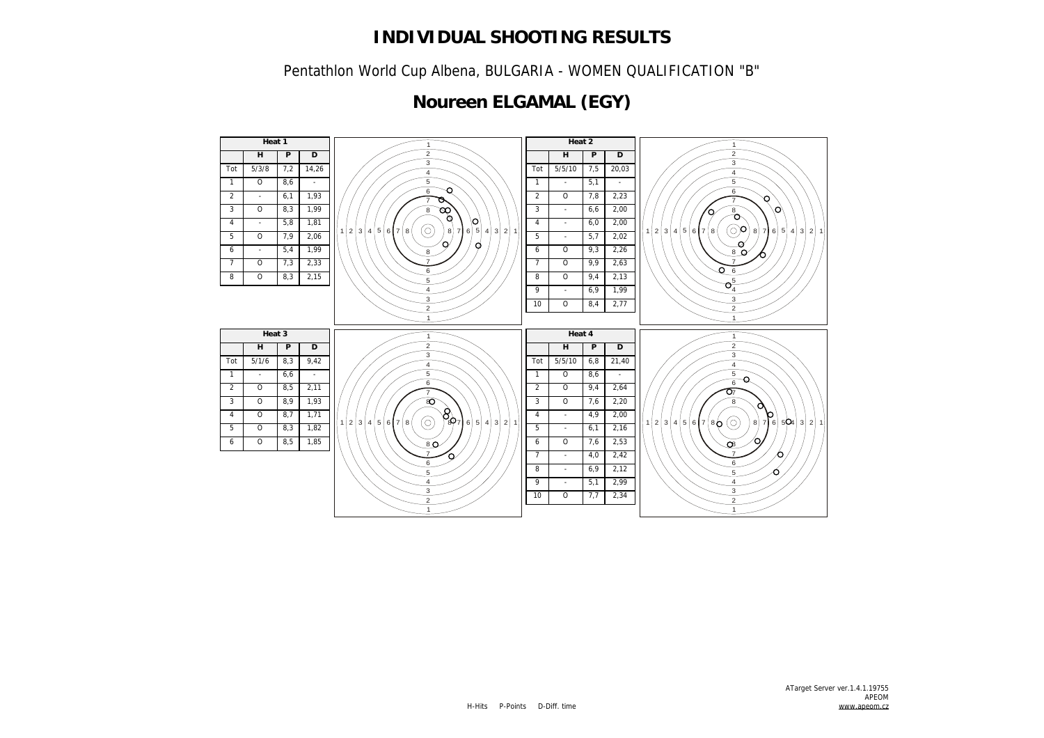# INDIVIDUAL SHOOTING RESULTS

Pentathlon World Cup Albena, BULGARIA - WOMEN QUALIFICATION "B"

## Noureen ELGAMAL (EGY)

**Heat 1**

| | H | P | D |
|---|---|---|---|
| Tot | 5/3/8 | 7,2 | 14,26 |
| 1 | O | 8,6 | - |
| 2 | - | 6,1 | 1,93 |
| 3 | O | 8,3 | 1,99 |
| 4 | - | 5,8 | 1,81 |
| 5 | O | 7,9 | 2,06 |
| 6 | - | 5,4 | 1,99 |
| 7 | O | 7,3 | 2,33 |
| 8 | O | 8,3 | 2,15 |

**Heat 2**

| | H | P | D |
|---|---|---|---|
| Tot | 5/5/10 | 7,5 | 20,03 |
| 1 | - | 5,1 | - |
| 2 | O | 7,8 | 2,23 |
| 3 | - | 6,6 | 2,00 |
| 4 | - | 6,0 | 2,00 |
| 5 | - | 5,7 | 2,02 |
| 6 | O | 9,3 | 2,26 |
| 7 | O | 9,9 | 2,63 |
| 8 | O | 9,4 | 2,13 |
| 9 | - | 6,9 | 1,99 |
| 10 | O | 8,4 | 2,77 |

**Heat 3**

| | H | P | D |
|---|---|---|---|
| Tot | 5/1/6 | 8,3 | 9,42 |
| 1 | - | 6,6 | - |
| 2 | O | 8,5 | 2,11 |
| 3 | O | 8,9 | 1,93 |
| 4 | O | 8,7 | 1,71 |
| 5 | O | 8,3 | 1,82 |
| 6 | O | 8,5 | 1,85 |

**Heat 4**

| | H | P | D |
|---|---|---|---|
| Tot | 5/5/10 | 6,8 | 21,40 |
| 1 | O | 8,6 | - |
| 2 | O | 9,4 | 2,64 |
| 3 | O | 7,6 | 2,20 |
| 4 | - | 4,9 | 2,00 |
| 5 | - | 6,1 | 2,16 |
| 6 | O | 7,6 | 2,53 |
| 7 | - | 4,0 | 2,42 |
| 8 | - | 6,9 | 2,12 |
| 9 | - | 5,1 | 2,99 |
| 10 | O | 7,7 | 2,34 |

H-Hits P-Points D-Diff. time

ATarget Server ver.1.4.1.19755
APEOM
www.apeom.cz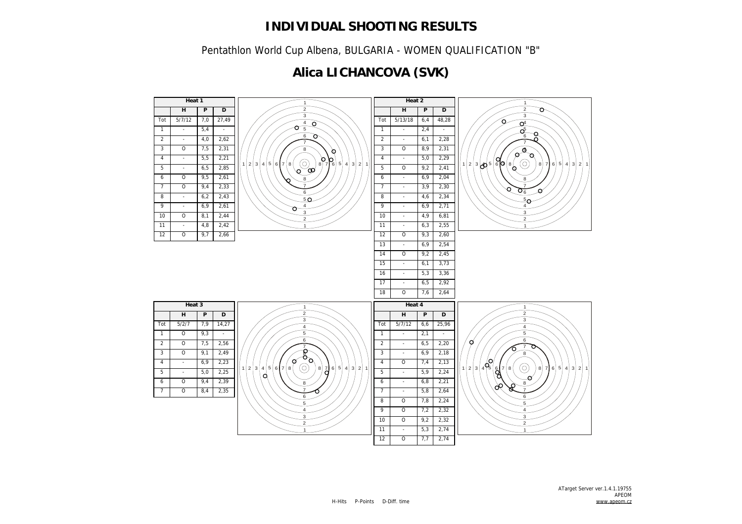# INDIVIDUAL SHOOTING RESULTS

Pentathlon World Cup Albena, BULGARIA - WOMEN QUALIFICATION "B"

## Alica LICHANCOVA (SVK)

| Heat 1 | | | |
|---|---|---|---|
| | H | P | D |
| Tot | 5/7/12 | 7,0 | 27,49 |
| 1 | - | 5,4 | - |
| 2 | - | 4,0 | 2,62 |
| 3 | O | 7,5 | 2,31 |
| 4 | - | 5,5 | 2,21 |
| 5 | - | 6,5 | 2,85 |
| 6 | O | 9,5 | 2,61 |
| 7 | O | 9,4 | 2,33 |
| 8 | - | 6,2 | 2,43 |
| 9 | - | 6,9 | 2,61 |
| 10 | O | 8,1 | 2,44 |
| 11 | - | 4,8 | 2,42 |
| 12 | O | 9,7 | 2,66 |

| Heat 2 | | | |
|---|---|---|---|
| | H | P | D |
| Tot | 5/13/18 | 6,4 | 48,28 |
| 1 | - | 2,4 | - |
| 2 | - | 6,1 | 2,28 |
| 3 | O | 8,9 | 2,31 |
| 4 | - | 5,0 | 2,29 |
| 5 | O | 9,2 | 2,41 |
| 6 | - | 6,9 | 2,04 |
| 7 | - | 3,9 | 2,30 |
| 8 | - | 4,6 | 2,34 |
| 9 | - | 6,9 | 2,71 |
| 10 | - | 4,9 | 6,81 |
| 11 | - | 6,3 | 2,55 |
| 12 | O | 9,3 | 2,60 |
| 13 | - | 6,9 | 2,54 |
| 14 | O | 9,2 | 2,45 |
| 15 | - | 6,1 | 3,73 |
| 16 | - | 5,3 | 3,36 |
| 17 | - | 6,5 | 2,92 |
| 18 | O | 7,6 | 2,64 |

| Heat 3 | | | |
|---|---|---|---|
| | H | P | D |
| Tot | 5/2/7 | 7,9 | 14,27 |
| 1 | O | 9,3 | - |
| 2 | O | 7,5 | 2,56 |
| 3 | O | 9,1 | 2,49 |
| 4 | - | 6,9 | 2,23 |
| 5 | - | 5,0 | 2,25 |
| 6 | O | 9,4 | 2,39 |
| 7 | O | 8,4 | 2,35 |

| Heat 4 | | | |
|---|---|---|---|
| | H | P | D |
| Tot | 5/7/12 | 6,6 | 25,96 |
| 1 | - | 2,1 | - |
| 2 | - | 6,5 | 2,20 |
| 3 | - | 6,9 | 2,18 |
| 4 | O | 7,4 | 2,13 |
| 5 | - | 5,9 | 2,24 |
| 6 | - | 6,8 | 2,21 |
| 7 | - | 5,8 | 2,64 |
| 8 | O | 7,8 | 2,24 |
| 9 | O | 7,2 | 2,32 |
| 10 | O | 9,2 | 2,32 |
| 11 | - | 5,3 | 2,74 |
| 12 | O | 7,7 | 2,74 |

H-Hits P-Points D-Diff. time

ATarget Server ver.1.4.1.19755
APEOM
www.apeom.cz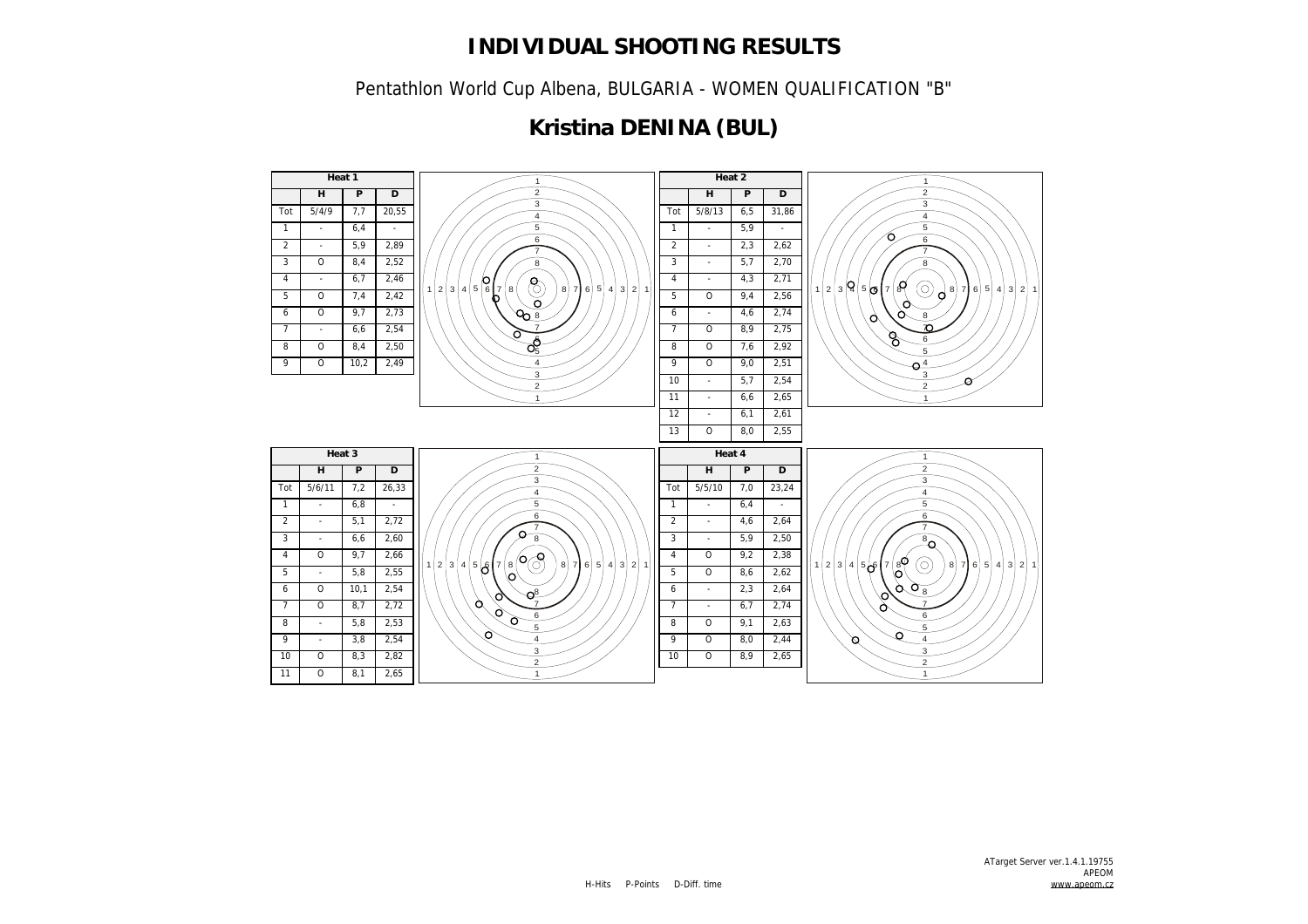# INDIVIDUAL SHOOTING RESULTS

Pentathlon World Cup Albena, BULGARIA - WOMEN QUALIFICATION "B"

## Kristina DENINA (BUL)

| Heat 1 | | | |
|---|---|---|---|
| | H | P | D |
| Tot | 5/4/9 | 7,7 | 20,55 |
| 1 | - | 6,4 | - |
| 2 | - | 5,9 | 2,89 |
| 3 | O | 8,4 | 2,52 |
| 4 | - | 6,7 | 2,46 |
| 5 | O | 7,4 | 2,42 |
| 6 | O | 9,7 | 2,73 |
| 7 | - | 6,6 | 2,54 |
| 8 | O | 8,4 | 2,50 |
| 9 | O | 10,2 | 2,49 |

| Heat 2 | | | |
|---|---|---|---|
| | H | P | D |
| Tot | 5/8/13 | 6,5 | 31,86 |
| 1 | - | 5,9 | - |
| 2 | - | 2,3 | 2,62 |
| 3 | - | 5,7 | 2,70 |
| 4 | - | 4,3 | 2,71 |
| 5 | O | 9,4 | 2,56 |
| 6 | - | 4,6 | 2,74 |
| 7 | O | 8,9 | 2,75 |
| 8 | O | 7,6 | 2,92 |
| 9 | O | 9,0 | 2,51 |
| 10 | - | 5,7 | 2,54 |
| 11 | - | 6,6 | 2,65 |
| 12 | - | 6,1 | 2,61 |
| 13 | O | 8,0 | 2,55 |

| Heat 3 | | | |
|---|---|---|---|
| | H | P | D |
| Tot | 5/6/11 | 7,2 | 26,33 |
| 1 | - | 6,8 | - |
| 2 | - | 5,1 | 2,72 |
| 3 | - | 6,6 | 2,60 |
| 4 | O | 9,7 | 2,66 |
| 5 | - | 5,8 | 2,55 |
| 6 | O | 10,1 | 2,54 |
| 7 | O | 8,7 | 2,72 |
| 8 | - | 5,8 | 2,53 |
| 9 | - | 3,8 | 2,54 |
| 10 | O | 8,3 | 2,82 |
| 11 | O | 8,1 | 2,65 |

| Heat 4 | | | |
|---|---|---|---|
| | H | P | D |
| Tot | 5/5/10 | 7,0 | 23,24 |
| 1 | - | 6,4 | - |
| 2 | - | 4,6 | 2,64 |
| 3 | - | 5,9 | 2,50 |
| 4 | O | 9,2 | 2,38 |
| 5 | O | 8,6 | 2,62 |
| 6 | - | 2,3 | 2,64 |
| 7 | - | 6,7 | 2,74 |
| 8 | O | 9,1 | 2,63 |
| 9 | O | 8,0 | 2,44 |
| 10 | O | 8,9 | 2,65 |

H-Hits P-Points D-Diff. time

ATarget Server ver.1.4.1.19755
APEOM
www.apeom.cz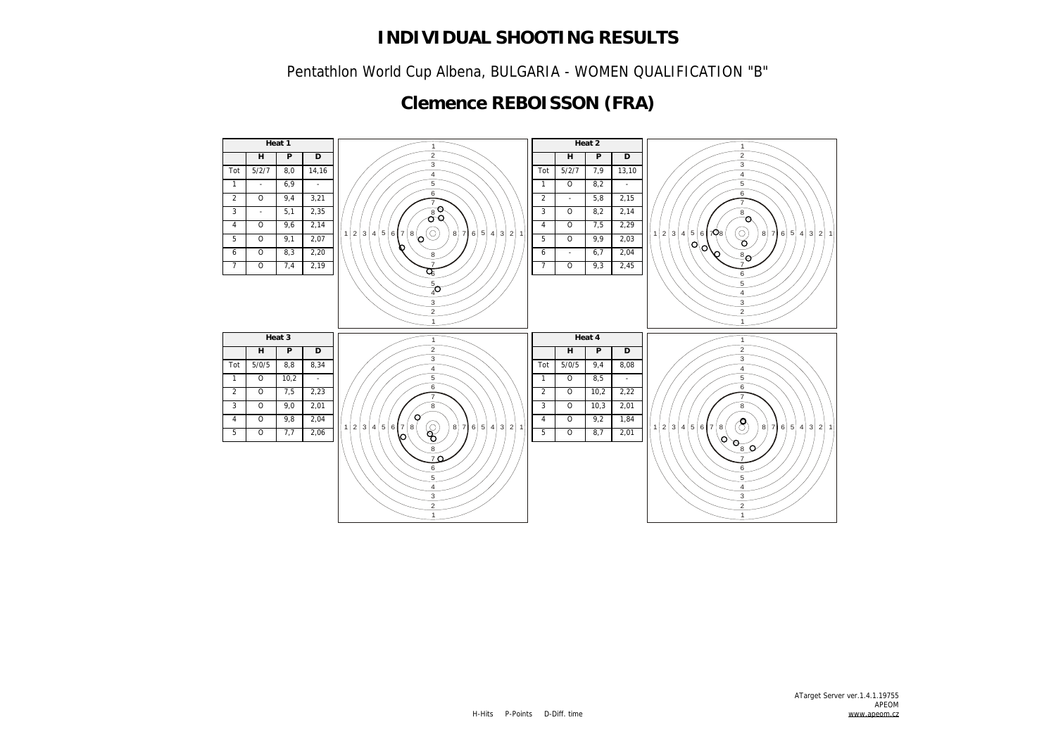# INDIVIDUAL SHOOTING RESULTS

Pentathlon World Cup Albena, BULGARIA - WOMEN QUALIFICATION "B"

## Clemence REBOISSON (FRA)

**Heat 1**

| | H | P | D |
|---|---|---|---|
| Tot | 5/2/7 | 8,0 | 14,16 |
| 1 | - | 6,9 | - |
| 2 | O | 9,4 | 3,21 |
| 3 | - | 5,1 | 2,35 |
| 4 | O | 9,6 | 2,14 |
| 5 | O | 9,1 | 2,07 |
| 6 | O | 8,3 | 2,20 |
| 7 | O | 7,4 | 2,19 |

**Heat 2**

| | H | P | D |
|---|---|---|---|
| Tot | 5/2/7 | 7,9 | 13,10 |
| 1 | O | 8,2 | - |
| 2 | - | 5,8 | 2,15 |
| 3 | O | 8,2 | 2,14 |
| 4 | O | 7,5 | 2,29 |
| 5 | O | 9,9 | 2,03 |
| 6 | - | 6,7 | 2,04 |
| 7 | O | 9,3 | 2,45 |

**Heat 3**

| | H | P | D |
|---|---|---|---|
| Tot | 5/0/5 | 8,8 | 8,34 |
| 1 | O | 10,2 | - |
| 2 | O | 7,5 | 2,23 |
| 3 | O | 9,0 | 2,01 |
| 4 | O | 9,8 | 2,04 |
| 5 | O | 7,7 | 2,06 |

**Heat 4**

| | H | P | D |
|---|---|---|---|
| Tot | 5/0/5 | 9,4 | 8,08 |
| 1 | O | 8,5 | - |
| 2 | O | 10,2 | 2,22 |
| 3 | O | 10,3 | 2,01 |
| 4 | O | 9,2 | 1,84 |
| 5 | O | 8,7 | 2,01 |

H-Hits P-Points D-Diff. time

ATarget Server ver.1.4.1.19755
APEOM
www.apeom.cz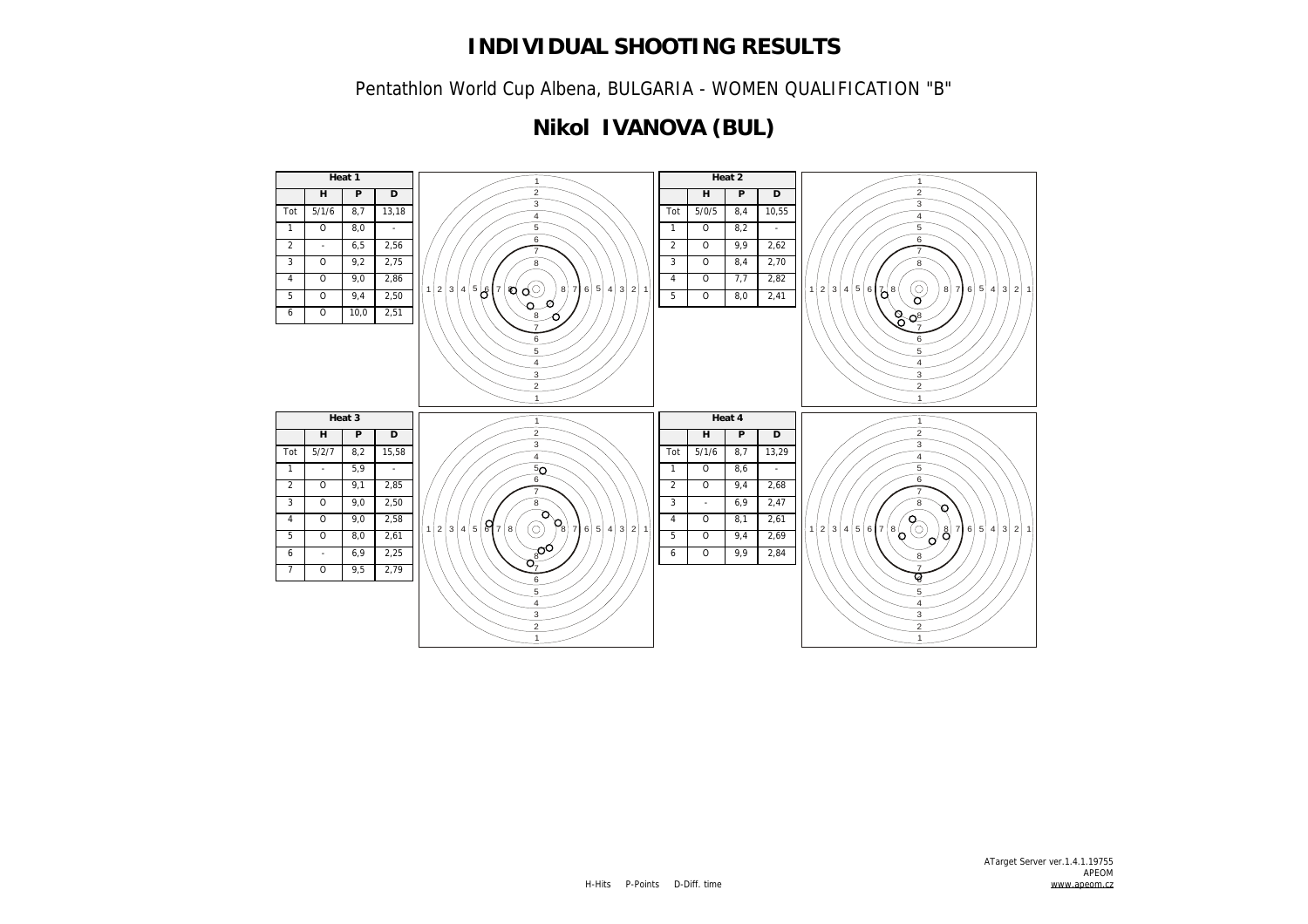# INDIVIDUAL SHOOTING RESULTS

Pentathlon World Cup Albena, BULGARIA - WOMEN QUALIFICATION "B"

## Nikol IVANOVA (BUL)

| Heat 1 | | | |
|---|---|---|---|
| | H | P | D |
| Tot | 5/1/6 | 8,7 | 13,18 |
| 1 | O | 8,0 | - |
| 2 | - | 6,5 | 2,56 |
| 3 | O | 9,2 | 2,75 |
| 4 | O | 9,0 | 2,86 |
| 5 | O | 9,4 | 2,50 |
| 6 | O | 10,0 | 2,51 |

| Heat 2 | | | |
|---|---|---|---|
| | H | P | D |
| Tot | 5/0/5 | 8,4 | 10,55 |
| 1 | O | 8,2 | - |
| 2 | O | 9,9 | 2,62 |
| 3 | O | 8,4 | 2,70 |
| 4 | O | 7,7 | 2,82 |
| 5 | O | 8,0 | 2,41 |

| Heat 3 | | | |
|---|---|---|---|
| | H | P | D |
| Tot | 5/2/7 | 8,2 | 15,58 |
| 1 | - | 5,9 | - |
| 2 | O | 9,1 | 2,85 |
| 3 | O | 9,0 | 2,50 |
| 4 | O | 9,0 | 2,58 |
| 5 | O | 8,0 | 2,61 |
| 6 | - | 6,9 | 2,25 |
| 7 | O | 9,5 | 2,79 |

| Heat 4 | | | |
|---|---|---|---|
| | H | P | D |
| Tot | 5/1/6 | 8,7 | 13,29 |
| 1 | O | 8,6 | - |
| 2 | O | 9,4 | 2,68 |
| 3 | - | 6,9 | 2,47 |
| 4 | O | 8,1 | 2,61 |
| 5 | O | 9,4 | 2,69 |
| 6 | O | 9,9 | 2,84 |

H-Hits P-Points D-Diff. time

ATarget Server ver.1.4.1.19755
APEOM
www.apeom.cz